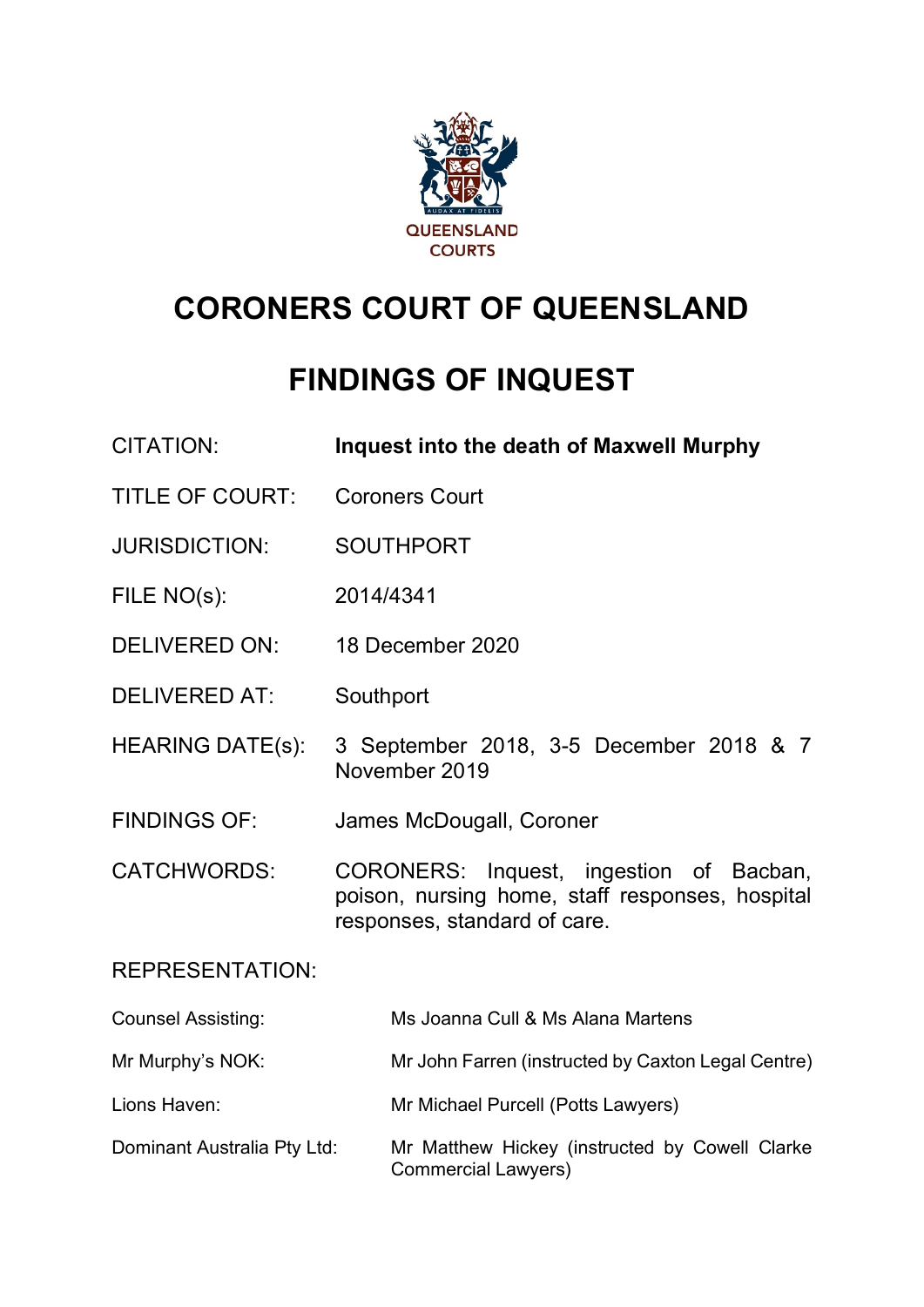QUEENSLAND COURTS

# CORONERS COURT OF QUEENSLAND

# FINDINGS OF INQUEST

| | |
|---|---|
| CITATION: | **Inquest into the death of Maxwell Murphy** |
| TITLE OF COURT: | Coroners Court |
| JURISDICTION: | SOUTHPORT |
| FILE NO(s): | 2014/4341 |
| DELIVERED ON: | 18 December 2020 |
| DELIVERED AT: | Southport |
| HEARING DATE(s): | 3 September 2018, 3-5 December 2018 & 7 November 2019 |
| FINDINGS OF: | James McDougall, Coroner |
| CATCHWORDS: | CORONERS: Inquest, ingestion of Bacban, poison, nursing home, staff responses, hospital responses, standard of care. |

REPRESENTATION:

| | |
|---|---|
| Counsel Assisting: | Ms Joanna Cull & Ms Alana Martens |
| Mr Murphy's NOK: | Mr John Farren (instructed by Caxton Legal Centre) |
| Lions Haven: | Mr Michael Purcell (Potts Lawyers) |
| Dominant Australia Pty Ltd: | Mr Matthew Hickey (instructed by Cowell Clarke Commercial Lawyers) |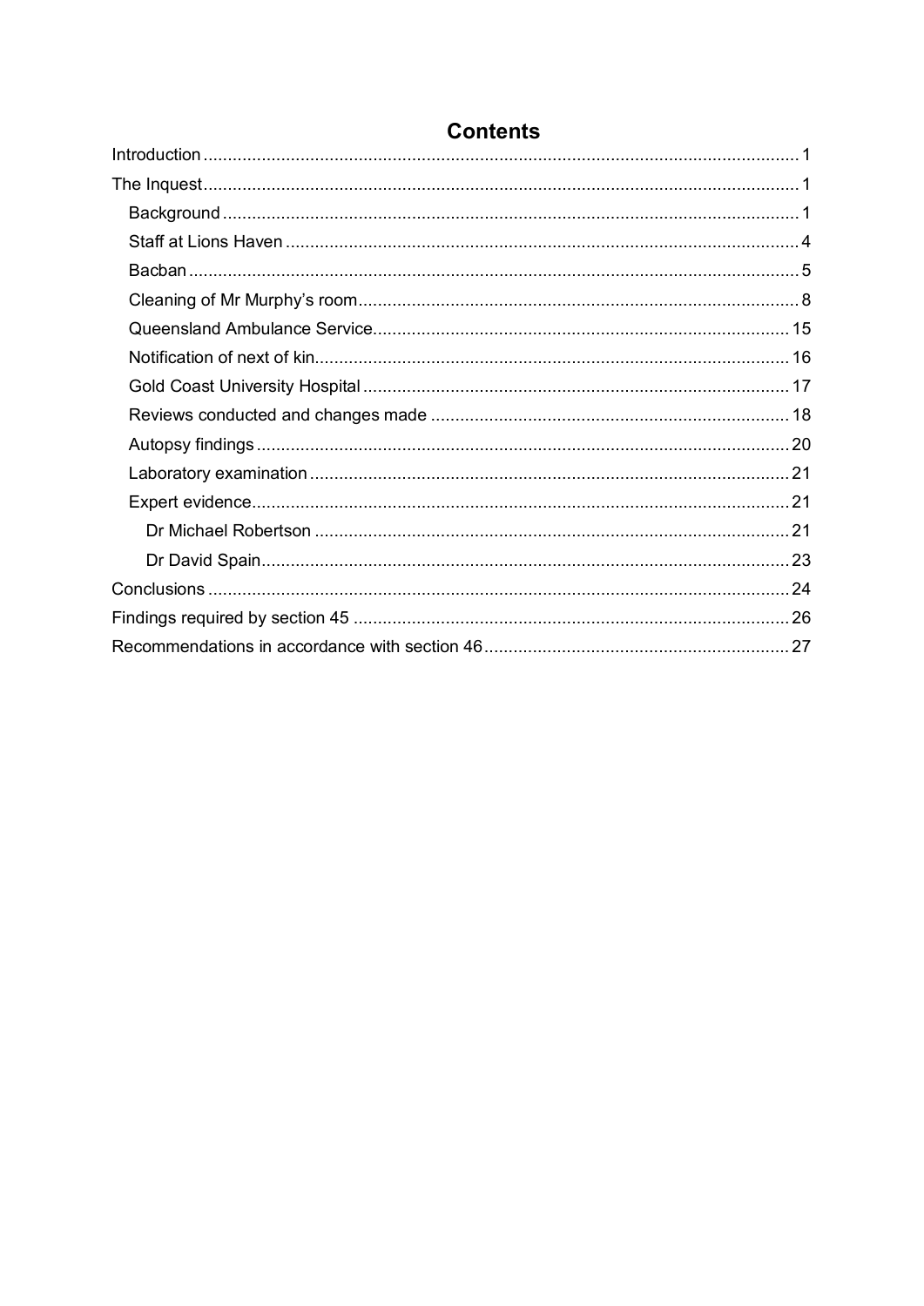# Contents

- Introduction ..... 1
- The Inquest ..... 1
  - Background ..... 1
  - Staff at Lions Haven ..... 4
  - Bacban ..... 5
  - Cleaning of Mr Murphy's room ..... 8
  - Queensland Ambulance Service ..... 15
  - Notification of next of kin ..... 16
  - Gold Coast University Hospital ..... 17
  - Reviews conducted and changes made ..... 18
  - Autopsy findings ..... 20
  - Laboratory examination ..... 21
  - Expert evidence ..... 21
    - Dr Michael Robertson ..... 21
    - Dr David Spain ..... 23
- Conclusions ..... 24
- Findings required by section 45 ..... 26
- Recommendations in accordance with section 46 ..... 27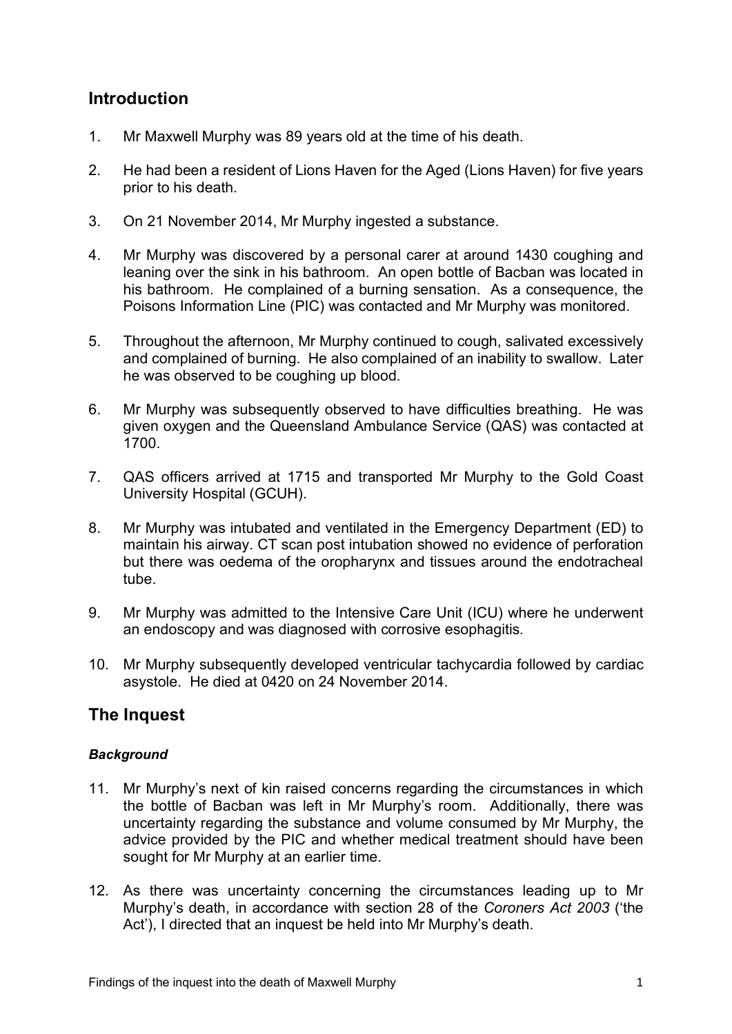## Introduction

1. Mr Maxwell Murphy was 89 years old at the time of his death.

2. He had been a resident of Lions Haven for the Aged (Lions Haven) for five years prior to his death.

3. On 21 November 2014, Mr Murphy ingested a substance.

4. Mr Murphy was discovered by a personal carer at around 1430 coughing and leaning over the sink in his bathroom. An open bottle of Bacban was located in his bathroom. He complained of a burning sensation. As a consequence, the Poisons Information Line (PIC) was contacted and Mr Murphy was monitored.

5. Throughout the afternoon, Mr Murphy continued to cough, salivated excessively and complained of burning. He also complained of an inability to swallow. Later he was observed to be coughing up blood.

6. Mr Murphy was subsequently observed to have difficulties breathing. He was given oxygen and the Queensland Ambulance Service (QAS) was contacted at 1700.

7. QAS officers arrived at 1715 and transported Mr Murphy to the Gold Coast University Hospital (GCUH).

8. Mr Murphy was intubated and ventilated in the Emergency Department (ED) to maintain his airway. CT scan post intubation showed no evidence of perforation but there was oedema of the oropharynx and tissues around the endotracheal tube.

9. Mr Murphy was admitted to the Intensive Care Unit (ICU) where he underwent an endoscopy and was diagnosed with corrosive esophagitis.

10. Mr Murphy subsequently developed ventricular tachycardia followed by cardiac asystole. He died at 0420 on 24 November 2014.

## The Inquest

### *Background*

11. Mr Murphy's next of kin raised concerns regarding the circumstances in which the bottle of Bacban was left in Mr Murphy's room. Additionally, there was uncertainty regarding the substance and volume consumed by Mr Murphy, the advice provided by the PIC and whether medical treatment should have been sought for Mr Murphy at an earlier time.

12. As there was uncertainty concerning the circumstances leading up to Mr Murphy's death, in accordance with section 28 of the *Coroners Act 2003* ('the Act'), I directed that an inquest be held into Mr Murphy's death.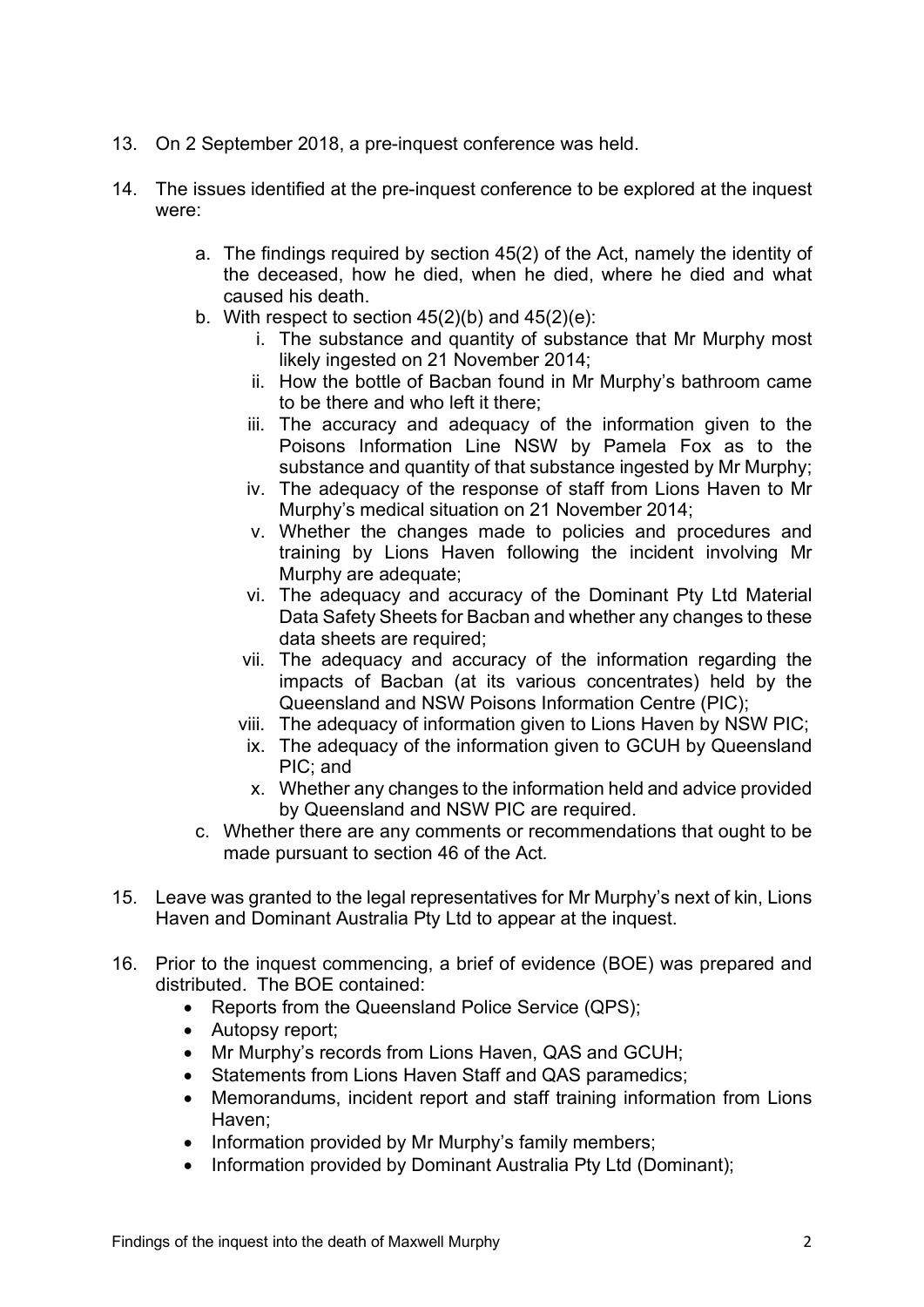13. On 2 September 2018, a pre-inquest conference was held.

14. The issues identified at the pre-inquest conference to be explored at the inquest were:

    a. The findings required by section 45(2) of the Act, namely the identity of the deceased, how he died, when he died, where he died and what caused his death.
    
    b. With respect to section 45(2)(b) and 45(2)(e):
    
       i. The substance and quantity of substance that Mr Murphy most likely ingested on 21 November 2014;
       
       ii. How the bottle of Bacban found in Mr Murphy's bathroom came to be there and who left it there;
       
       iii. The accuracy and adequacy of the information given to the Poisons Information Line NSW by Pamela Fox as to the substance and quantity of that substance ingested by Mr Murphy;
       
       iv. The adequacy of the response of staff from Lions Haven to Mr Murphy's medical situation on 21 November 2014;
       
       v. Whether the changes made to policies and procedures and training by Lions Haven following the incident involving Mr Murphy are adequate;
       
       vi. The adequacy and accuracy of the Dominant Pty Ltd Material Data Safety Sheets for Bacban and whether any changes to these data sheets are required;
       
       vii. The adequacy and accuracy of the information regarding the impacts of Bacban (at its various concentrates) held by the Queensland and NSW Poisons Information Centre (PIC);
       
       viii. The adequacy of information given to Lions Haven by NSW PIC;
       
       ix. The adequacy of the information given to GCUH by Queensland PIC; and
       
       x. Whether any changes to the information held and advice provided by Queensland and NSW PIC are required.
    
    c. Whether there are any comments or recommendations that ought to be made pursuant to section 46 of the Act.

15. Leave was granted to the legal representatives for Mr Murphy's next of kin, Lions Haven and Dominant Australia Pty Ltd to appear at the inquest.

16. Prior to the inquest commencing, a brief of evidence (BOE) was prepared and distributed. The BOE contained:
    - Reports from the Queensland Police Service (QPS);
    - Autopsy report;
    - Mr Murphy's records from Lions Haven, QAS and GCUH;
    - Statements from Lions Haven Staff and QAS paramedics;
    - Memorandums, incident report and staff training information from Lions Haven;
    - Information provided by Mr Murphy's family members;
    - Information provided by Dominant Australia Pty Ltd (Dominant);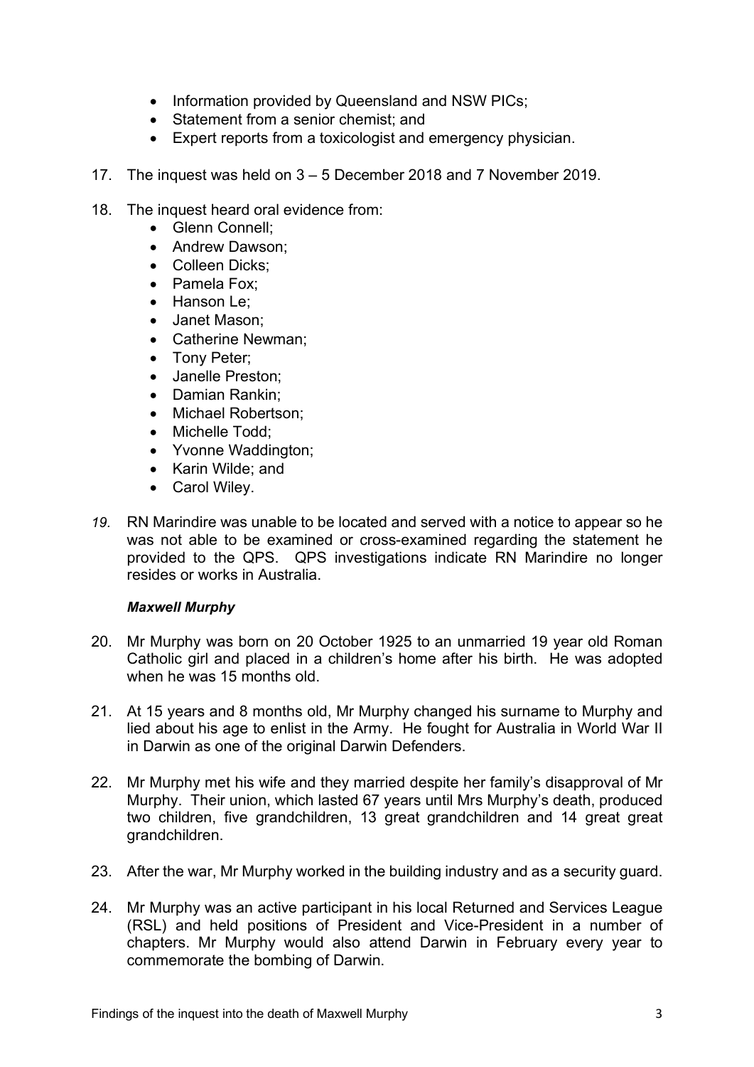- Information provided by Queensland and NSW PICs;
- Statement from a senior chemist; and
- Expert reports from a toxicologist and emergency physician.

17. The inquest was held on 3 – 5 December 2018 and 7 November 2019.

18. The inquest heard oral evidence from:
    - Glenn Connell;
    - Andrew Dawson;
    - Colleen Dicks;
    - Pamela Fox;
    - Hanson Le;
    - Janet Mason;
    - Catherine Newman;
    - Tony Peter;
    - Janelle Preston;
    - Damian Rankin;
    - Michael Robertson;
    - Michelle Todd;
    - Yvonne Waddington;
    - Karin Wilde; and
    - Carol Wiley.

19. RN Marindire was unable to be located and served with a notice to appear so he was not able to be examined or cross-examined regarding the statement he provided to the QPS. QPS investigations indicate RN Marindire no longer resides or works in Australia.

***Maxwell Murphy***

20. Mr Murphy was born on 20 October 1925 to an unmarried 19 year old Roman Catholic girl and placed in a children's home after his birth. He was adopted when he was 15 months old.

21. At 15 years and 8 months old, Mr Murphy changed his surname to Murphy and lied about his age to enlist in the Army. He fought for Australia in World War II in Darwin as one of the original Darwin Defenders.

22. Mr Murphy met his wife and they married despite her family's disapproval of Mr Murphy. Their union, which lasted 67 years until Mrs Murphy's death, produced two children, five grandchildren, 13 great grandchildren and 14 great great grandchildren.

23. After the war, Mr Murphy worked in the building industry and as a security guard.

24. Mr Murphy was an active participant in his local Returned and Services League (RSL) and held positions of President and Vice-President in a number of chapters. Mr Murphy would also attend Darwin in February every year to commemorate the bombing of Darwin.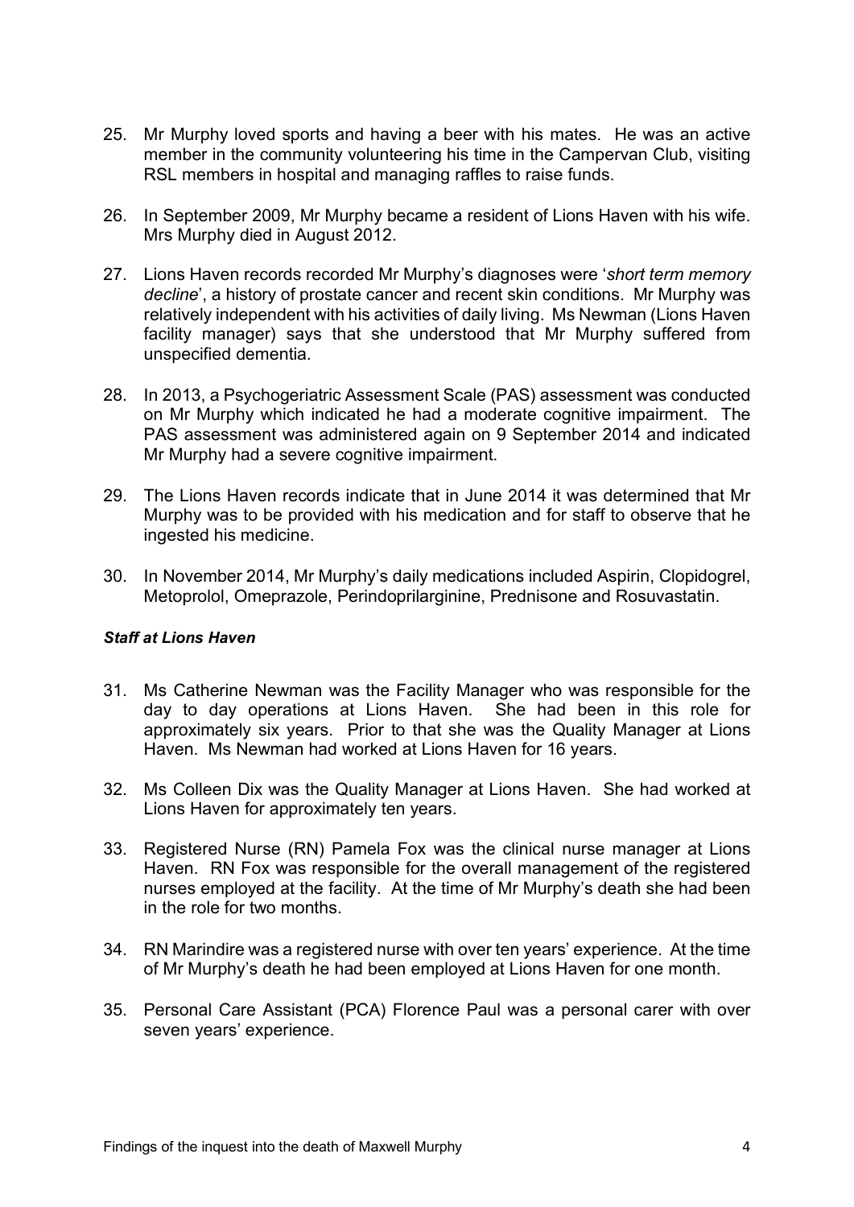25. Mr Murphy loved sports and having a beer with his mates. He was an active member in the community volunteering his time in the Campervan Club, visiting RSL members in hospital and managing raffles to raise funds.

26. In September 2009, Mr Murphy became a resident of Lions Haven with his wife. Mrs Murphy died in August 2012.

27. Lions Haven records recorded Mr Murphy's diagnoses were '*short term memory decline*', a history of prostate cancer and recent skin conditions. Mr Murphy was relatively independent with his activities of daily living. Ms Newman (Lions Haven facility manager) says that she understood that Mr Murphy suffered from unspecified dementia.

28. In 2013, a Psychogeriatric Assessment Scale (PAS) assessment was conducted on Mr Murphy which indicated he had a moderate cognitive impairment. The PAS assessment was administered again on 9 September 2014 and indicated Mr Murphy had a severe cognitive impairment.

29. The Lions Haven records indicate that in June 2014 it was determined that Mr Murphy was to be provided with his medication and for staff to observe that he ingested his medicine.

30. In November 2014, Mr Murphy's daily medications included Aspirin, Clopidogrel, Metoprolol, Omeprazole, Perindoprilarginine, Prednisone and Rosuvastatin.

***Staff at Lions Haven***

31. Ms Catherine Newman was the Facility Manager who was responsible for the day to day operations at Lions Haven. She had been in this role for approximately six years. Prior to that she was the Quality Manager at Lions Haven. Ms Newman had worked at Lions Haven for 16 years.

32. Ms Colleen Dix was the Quality Manager at Lions Haven. She had worked at Lions Haven for approximately ten years.

33. Registered Nurse (RN) Pamela Fox was the clinical nurse manager at Lions Haven. RN Fox was responsible for the overall management of the registered nurses employed at the facility. At the time of Mr Murphy's death she had been in the role for two months.

34. RN Marindire was a registered nurse with over ten years' experience. At the time of Mr Murphy's death he had been employed at Lions Haven for one month.

35. Personal Care Assistant (PCA) Florence Paul was a personal carer with over seven years' experience.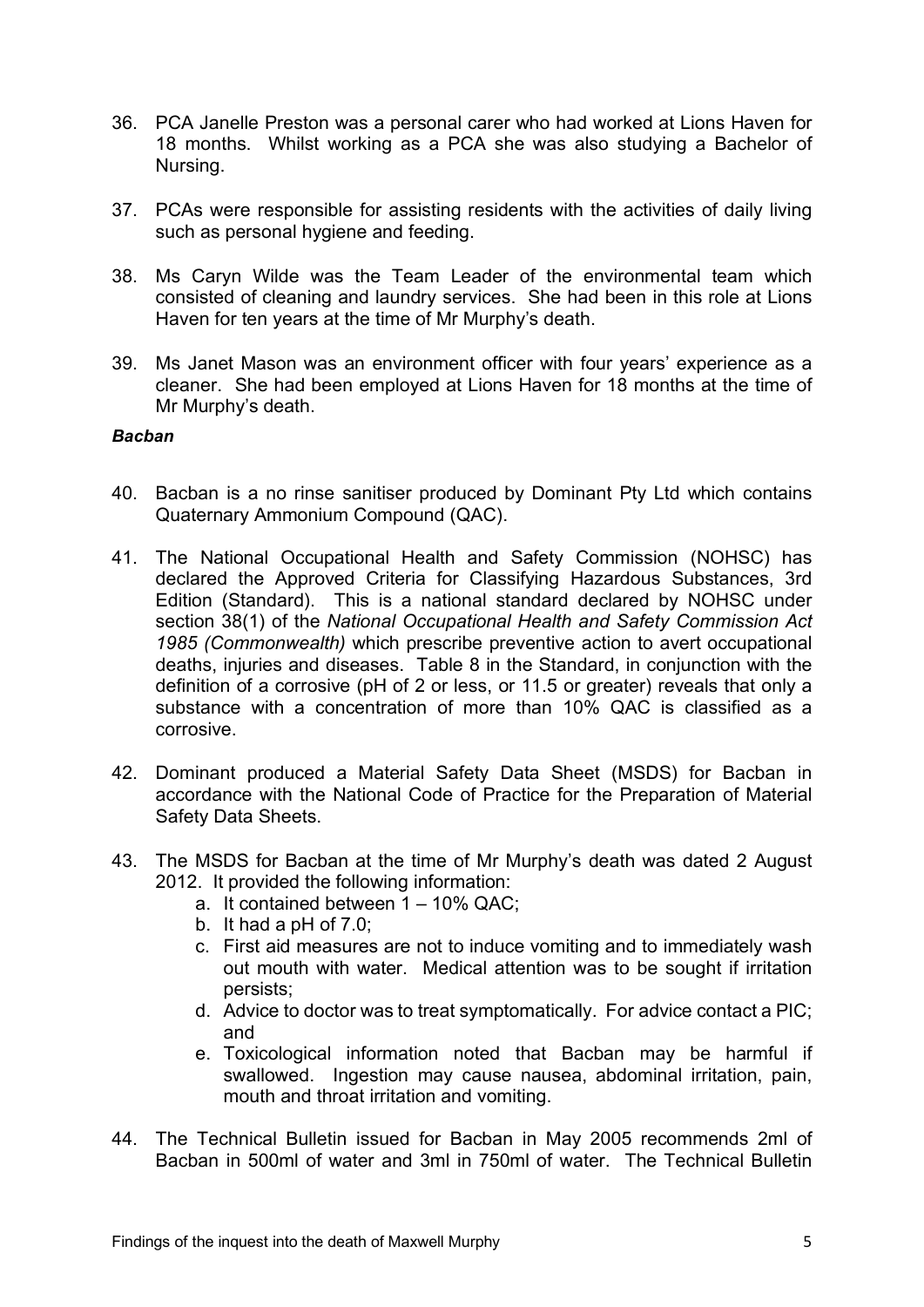36. PCA Janelle Preston was a personal carer who had worked at Lions Haven for 18 months. Whilst working as a PCA she was also studying a Bachelor of Nursing.

37. PCAs were responsible for assisting residents with the activities of daily living such as personal hygiene and feeding.

38. Ms Caryn Wilde was the Team Leader of the environmental team which consisted of cleaning and laundry services. She had been in this role at Lions Haven for ten years at the time of Mr Murphy's death.

39. Ms Janet Mason was an environment officer with four years' experience as a cleaner. She had been employed at Lions Haven for 18 months at the time of Mr Murphy's death.

***Bacban***

40. Bacban is a no rinse sanitiser produced by Dominant Pty Ltd which contains Quaternary Ammonium Compound (QAC).

41. The National Occupational Health and Safety Commission (NOHSC) has declared the Approved Criteria for Classifying Hazardous Substances, 3rd Edition (Standard). This is a national standard declared by NOHSC under section 38(1) of the *National Occupational Health and Safety Commission Act 1985 (Commonwealth)* which prescribe preventive action to avert occupational deaths, injuries and diseases. Table 8 in the Standard, in conjunction with the definition of a corrosive (pH of 2 or less, or 11.5 or greater) reveals that only a substance with a concentration of more than 10% QAC is classified as a corrosive.

42. Dominant produced a Material Safety Data Sheet (MSDS) for Bacban in accordance with the National Code of Practice for the Preparation of Material Safety Data Sheets.

43. The MSDS for Bacban at the time of Mr Murphy's death was dated 2 August 2012. It provided the following information:
    a. It contained between 1 – 10% QAC;
    b. It had a pH of 7.0;
    c. First aid measures are not to induce vomiting and to immediately wash out mouth with water. Medical attention was to be sought if irritation persists;
    d. Advice to doctor was to treat symptomatically. For advice contact a PIC; and
    e. Toxicological information noted that Bacban may be harmful if swallowed. Ingestion may cause nausea, abdominal irritation, pain, mouth and throat irritation and vomiting.

44. The Technical Bulletin issued for Bacban in May 2005 recommends 2ml of Bacban in 500ml of water and 3ml in 750ml of water. The Technical Bulletin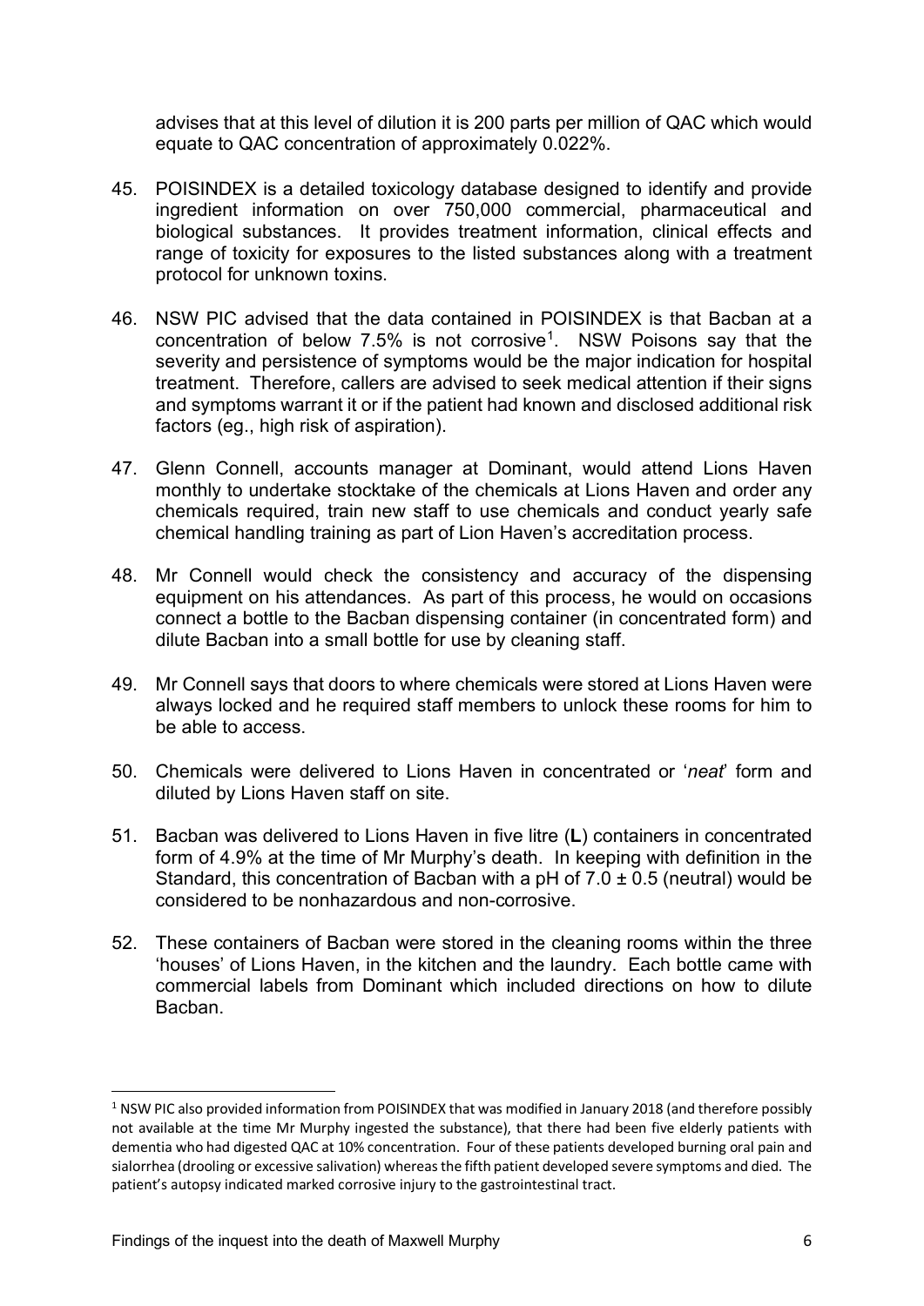advises that at this level of dilution it is 200 parts per million of QAC which would equate to QAC concentration of approximately 0.022%.

45. POISINDEX is a detailed toxicology database designed to identify and provide ingredient information on over 750,000 commercial, pharmaceutical and biological substances. It provides treatment information, clinical effects and range of toxicity for exposures to the listed substances along with a treatment protocol for unknown toxins.

46. NSW PIC advised that the data contained in POISINDEX is that Bacban at a concentration of below 7.5% is not corrosive[1]. NSW Poisons say that the severity and persistence of symptoms would be the major indication for hospital treatment. Therefore, callers are advised to seek medical attention if their signs and symptoms warrant it or if the patient had known and disclosed additional risk factors (eg., high risk of aspiration).

47. Glenn Connell, accounts manager at Dominant, would attend Lions Haven monthly to undertake stocktake of the chemicals at Lions Haven and order any chemicals required, train new staff to use chemicals and conduct yearly safe chemical handling training as part of Lion Haven's accreditation process.

48. Mr Connell would check the consistency and accuracy of the dispensing equipment on his attendances. As part of this process, he would on occasions connect a bottle to the Bacban dispensing container (in concentrated form) and dilute Bacban into a small bottle for use by cleaning staff.

49. Mr Connell says that doors to where chemicals were stored at Lions Haven were always locked and he required staff members to unlock these rooms for him to be able to access.

50. Chemicals were delivered to Lions Haven in concentrated or '*neat*' form and diluted by Lions Haven staff on site.

51. Bacban was delivered to Lions Haven in five litre (**L**) containers in concentrated form of 4.9% at the time of Mr Murphy's death. In keeping with definition in the Standard, this concentration of Bacban with a pH of $7.0 \pm 0.5$ (neutral) would be considered to be nonhazardous and non-corrosive.

52. These containers of Bacban were stored in the cleaning rooms within the three 'houses' of Lions Haven, in the kitchen and the laundry. Each bottle came with commercial labels from Dominant which included directions on how to dilute Bacban.

---

[1] NSW PIC also provided information from POISINDEX that was modified in January 2018 (and therefore possibly not available at the time Mr Murphy ingested the substance), that there had been five elderly patients with dementia who had digested QAC at 10% concentration. Four of these patients developed burning oral pain and sialorrhea (drooling or excessive salivation) whereas the fifth patient developed severe symptoms and died. The patient's autopsy indicated marked corrosive injury to the gastrointestinal tract.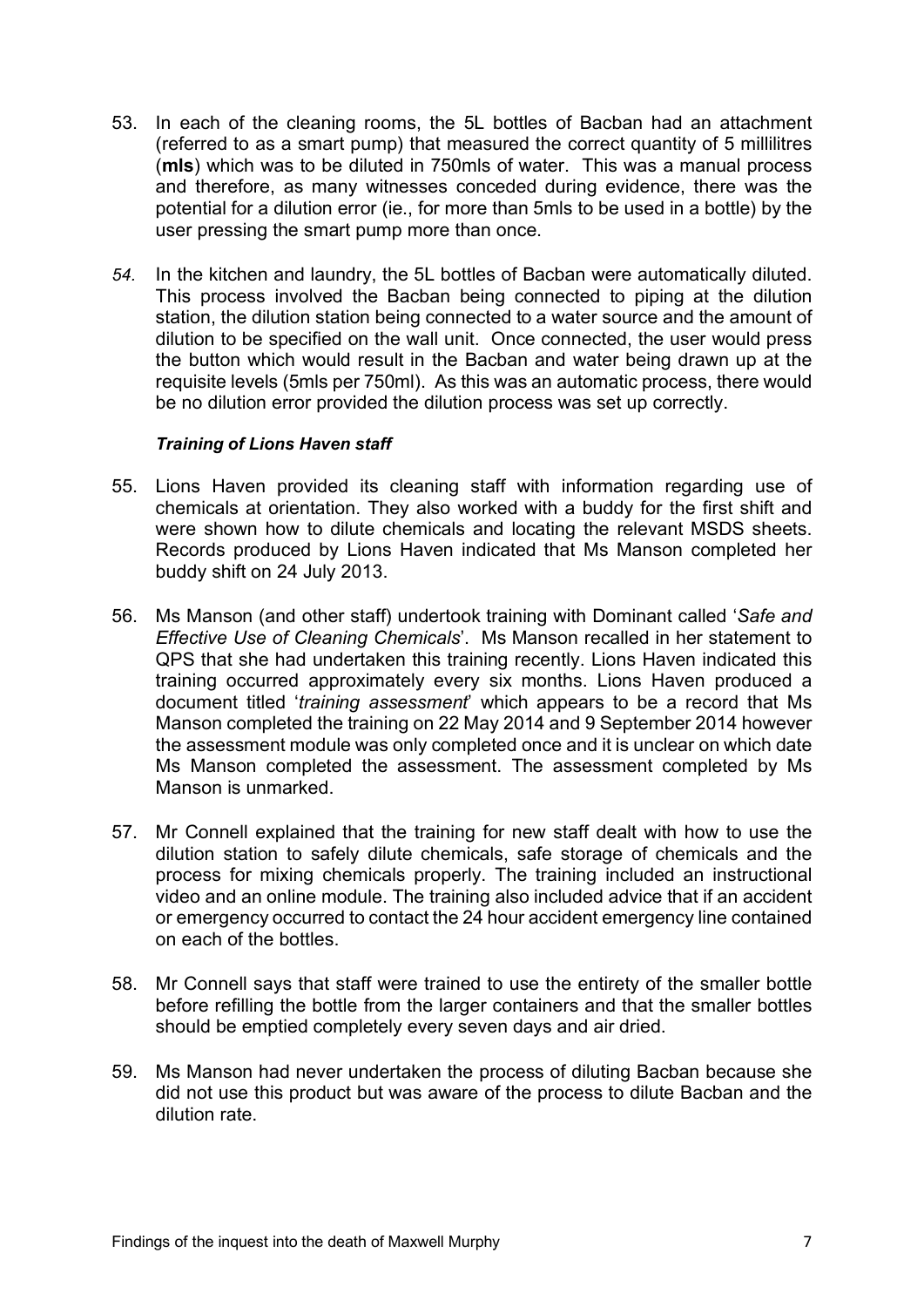53. In each of the cleaning rooms, the 5L bottles of Bacban had an attachment (referred to as a smart pump) that measured the correct quantity of 5 millilitres (**mls**) which was to be diluted in 750mls of water. This was a manual process and therefore, as many witnesses conceded during evidence, there was the potential for a dilution error (ie., for more than 5mls to be used in a bottle) by the user pressing the smart pump more than once.

*54.* In the kitchen and laundry, the 5L bottles of Bacban were automatically diluted. This process involved the Bacban being connected to piping at the dilution station, the dilution station being connected to a water source and the amount of dilution to be specified on the wall unit. Once connected, the user would press the button which would result in the Bacban and water being drawn up at the requisite levels (5mls per 750ml). As this was an automatic process, there would be no dilution error provided the dilution process was set up correctly.

### *Training of Lions Haven staff*

55. Lions Haven provided its cleaning staff with information regarding use of chemicals at orientation. They also worked with a buddy for the first shift and were shown how to dilute chemicals and locating the relevant MSDS sheets. Records produced by Lions Haven indicated that Ms Manson completed her buddy shift on 24 July 2013.

56. Ms Manson (and other staff) undertook training with Dominant called '*Safe and Effective Use of Cleaning Chemicals*'. Ms Manson recalled in her statement to QPS that she had undertaken this training recently. Lions Haven indicated this training occurred approximately every six months. Lions Haven produced a document titled '*training assessment*' which appears to be a record that Ms Manson completed the training on 22 May 2014 and 9 September 2014 however the assessment module was only completed once and it is unclear on which date Ms Manson completed the assessment. The assessment completed by Ms Manson is unmarked.

57. Mr Connell explained that the training for new staff dealt with how to use the dilution station to safely dilute chemicals, safe storage of chemicals and the process for mixing chemicals properly. The training included an instructional video and an online module. The training also included advice that if an accident or emergency occurred to contact the 24 hour accident emergency line contained on each of the bottles.

58. Mr Connell says that staff were trained to use the entirety of the smaller bottle before refilling the bottle from the larger containers and that the smaller bottles should be emptied completely every seven days and air dried.

59. Ms Manson had never undertaken the process of diluting Bacban because she did not use this product but was aware of the process to dilute Bacban and the dilution rate.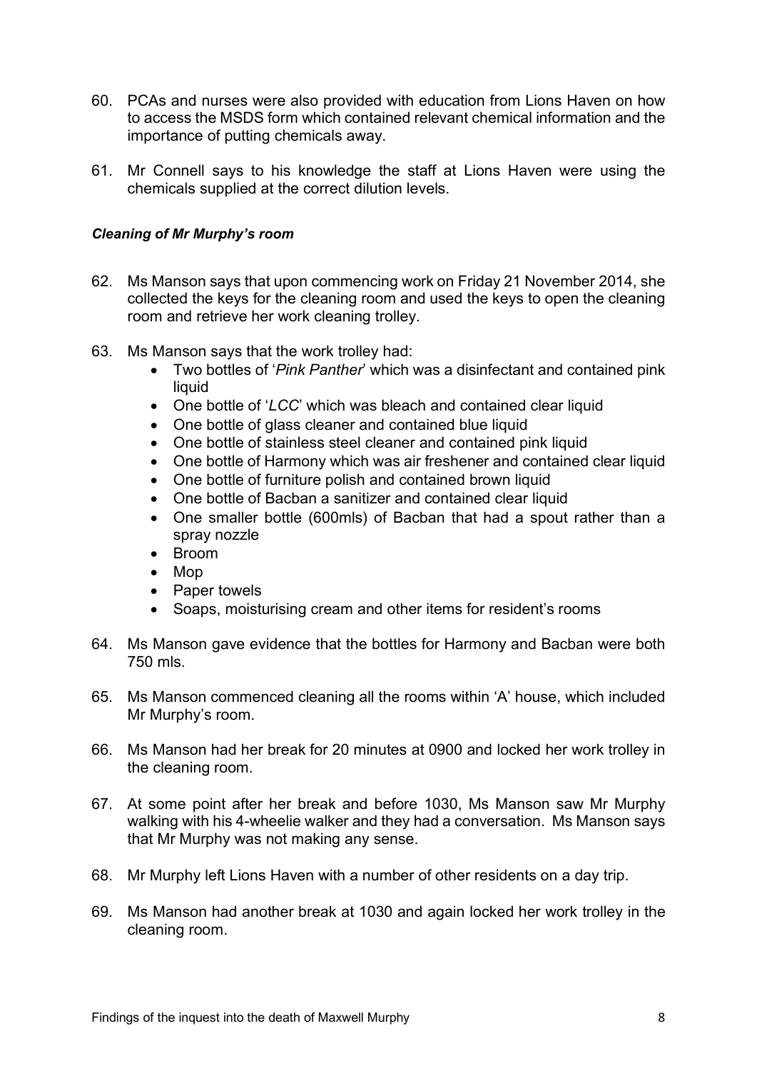60. PCAs and nurses were also provided with education from Lions Haven on how to access the MSDS form which contained relevant chemical information and the importance of putting chemicals away.

61. Mr Connell says to his knowledge the staff at Lions Haven were using the chemicals supplied at the correct dilution levels.

***Cleaning of Mr Murphy's room***

62. Ms Manson says that upon commencing work on Friday 21 November 2014, she collected the keys for the cleaning room and used the keys to open the cleaning room and retrieve her work cleaning trolley.

63. Ms Manson says that the work trolley had:
    - Two bottles of '*Pink Panther*' which was a disinfectant and contained pink liquid
    - One bottle of '*LCC*' which was bleach and contained clear liquid
    - One bottle of glass cleaner and contained blue liquid
    - One bottle of stainless steel cleaner and contained pink liquid
    - One bottle of Harmony which was air freshener and contained clear liquid
    - One bottle of furniture polish and contained brown liquid
    - One bottle of Bacban a sanitizer and contained clear liquid
    - One smaller bottle (600mls) of Bacban that had a spout rather than a spray nozzle
    - Broom
    - Mop
    - Paper towels
    - Soaps, moisturising cream and other items for resident's rooms

64. Ms Manson gave evidence that the bottles for Harmony and Bacban were both 750 mls.

65. Ms Manson commenced cleaning all the rooms within 'A' house, which included Mr Murphy's room.

66. Ms Manson had her break for 20 minutes at 0900 and locked her work trolley in the cleaning room.

67. At some point after her break and before 1030, Ms Manson saw Mr Murphy walking with his 4-wheelie walker and they had a conversation. Ms Manson says that Mr Murphy was not making any sense.

68. Mr Murphy left Lions Haven with a number of other residents on a day trip.

69. Ms Manson had another break at 1030 and again locked her work trolley in the cleaning room.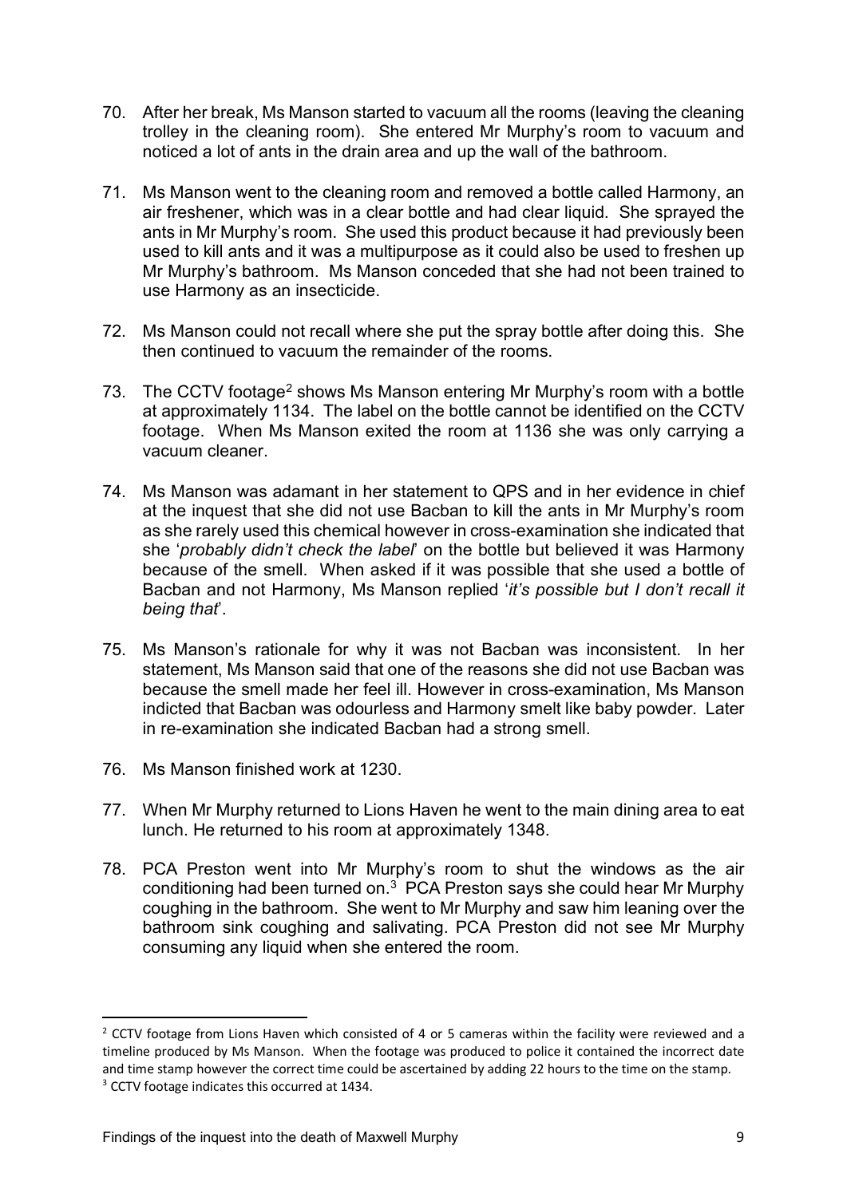70. After her break, Ms Manson started to vacuum all the rooms (leaving the cleaning trolley in the cleaning room). She entered Mr Murphy's room to vacuum and noticed a lot of ants in the drain area and up the wall of the bathroom.

71. Ms Manson went to the cleaning room and removed a bottle called Harmony, an air freshener, which was in a clear bottle and had clear liquid. She sprayed the ants in Mr Murphy's room. She used this product because it had previously been used to kill ants and it was a multipurpose as it could also be used to freshen up Mr Murphy's bathroom. Ms Manson conceded that she had not been trained to use Harmony as an insecticide.

72. Ms Manson could not recall where she put the spray bottle after doing this. She then continued to vacuum the remainder of the rooms.

73. The CCTV footage[2] shows Ms Manson entering Mr Murphy's room with a bottle at approximately 1134. The label on the bottle cannot be identified on the CCTV footage. When Ms Manson exited the room at 1136 she was only carrying a vacuum cleaner.

74. Ms Manson was adamant in her statement to QPS and in her evidence in chief at the inquest that she did not use Bacban to kill the ants in Mr Murphy's room as she rarely used this chemical however in cross-examination she indicated that she '*probably didn't check the label*' on the bottle but believed it was Harmony because of the smell. When asked if it was possible that she used a bottle of Bacban and not Harmony, Ms Manson replied '*it's possible but I don't recall it being that*'.

75. Ms Manson's rationale for why it was not Bacban was inconsistent. In her statement, Ms Manson said that one of the reasons she did not use Bacban was because the smell made her feel ill. However in cross-examination, Ms Manson indicted that Bacban was odourless and Harmony smelt like baby powder. Later in re-examination she indicated Bacban had a strong smell.

76. Ms Manson finished work at 1230.

77. When Mr Murphy returned to Lions Haven he went to the main dining area to eat lunch. He returned to his room at approximately 1348.

78. PCA Preston went into Mr Murphy's room to shut the windows as the air conditioning had been turned on.[3] PCA Preston says she could hear Mr Murphy coughing in the bathroom. She went to Mr Murphy and saw him leaning over the bathroom sink coughing and salivating. PCA Preston did not see Mr Murphy consuming any liquid when she entered the room.

---

[2] CCTV footage from Lions Haven which consisted of 4 or 5 cameras within the facility were reviewed and a timeline produced by Ms Manson. When the footage was produced to police it contained the incorrect date and time stamp however the correct time could be ascertained by adding 22 hours to the time on the stamp.

[3] CCTV footage indicates this occurred at 1434.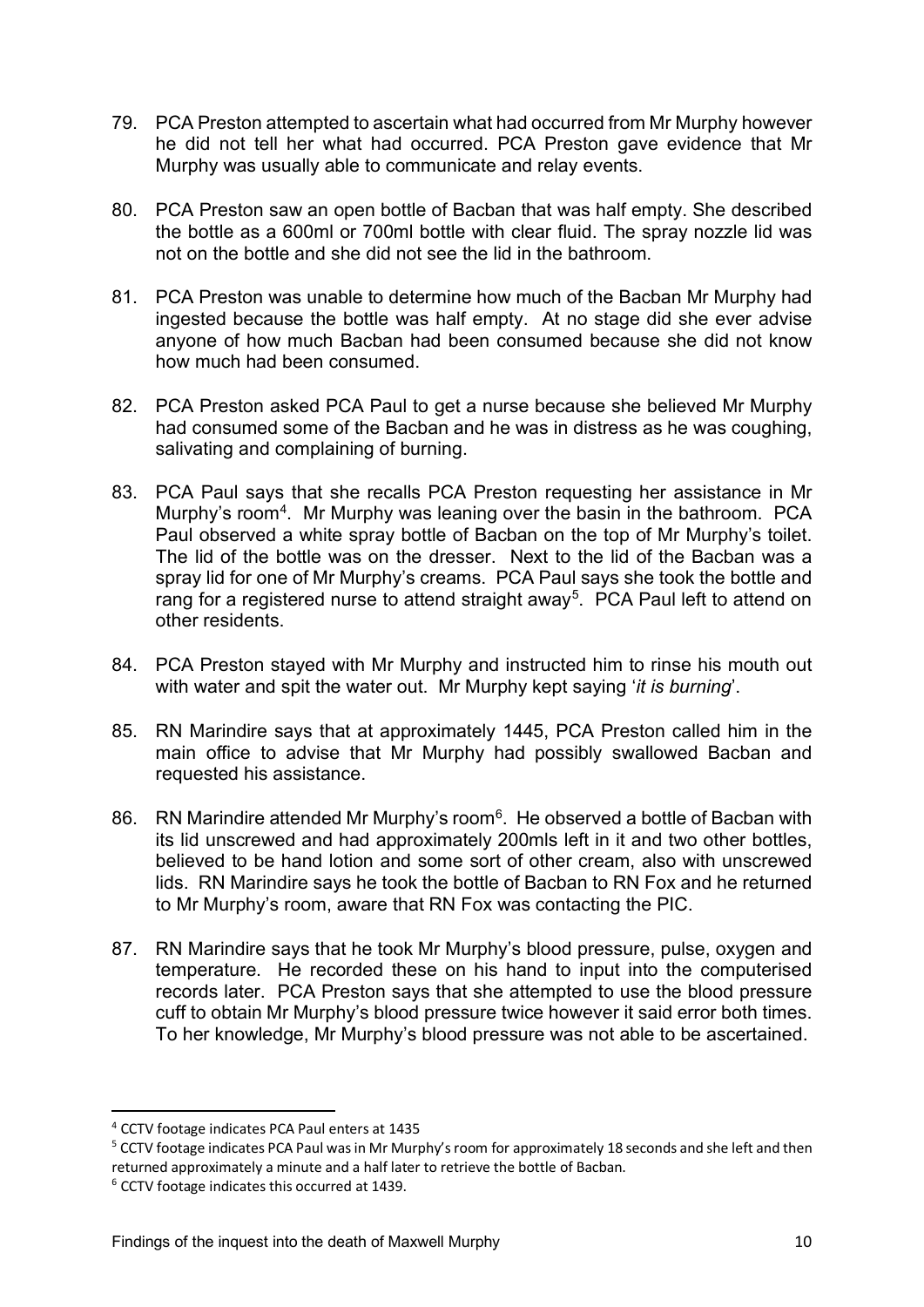79. PCA Preston attempted to ascertain what had occurred from Mr Murphy however he did not tell her what had occurred. PCA Preston gave evidence that Mr Murphy was usually able to communicate and relay events.

80. PCA Preston saw an open bottle of Bacban that was half empty. She described the bottle as a 600ml or 700ml bottle with clear fluid. The spray nozzle lid was not on the bottle and she did not see the lid in the bathroom.

81. PCA Preston was unable to determine how much of the Bacban Mr Murphy had ingested because the bottle was half empty. At no stage did she ever advise anyone of how much Bacban had been consumed because she did not know how much had been consumed.

82. PCA Preston asked PCA Paul to get a nurse because she believed Mr Murphy had consumed some of the Bacban and he was in distress as he was coughing, salivating and complaining of burning.

83. PCA Paul says that she recalls PCA Preston requesting her assistance in Mr Murphy's room[4]. Mr Murphy was leaning over the basin in the bathroom. PCA Paul observed a white spray bottle of Bacban on the top of Mr Murphy's toilet. The lid of the bottle was on the dresser. Next to the lid of the Bacban was a spray lid for one of Mr Murphy's creams. PCA Paul says she took the bottle and rang for a registered nurse to attend straight away[5]. PCA Paul left to attend on other residents.

84. PCA Preston stayed with Mr Murphy and instructed him to rinse his mouth out with water and spit the water out. Mr Murphy kept saying '*it is burning*'.

85. RN Marindire says that at approximately 1445, PCA Preston called him in the main office to advise that Mr Murphy had possibly swallowed Bacban and requested his assistance.

86. RN Marindire attended Mr Murphy's room[6]. He observed a bottle of Bacban with its lid unscrewed and had approximately 200mls left in it and two other bottles, believed to be hand lotion and some sort of other cream, also with unscrewed lids. RN Marindire says he took the bottle of Bacban to RN Fox and he returned to Mr Murphy's room, aware that RN Fox was contacting the PIC.

87. RN Marindire says that he took Mr Murphy's blood pressure, pulse, oxygen and temperature. He recorded these on his hand to input into the computerised records later. PCA Preston says that she attempted to use the blood pressure cuff to obtain Mr Murphy's blood pressure twice however it said error both times. To her knowledge, Mr Murphy's blood pressure was not able to be ascertained.

---

[4] CCTV footage indicates PCA Paul enters at 1435

[5] CCTV footage indicates PCA Paul was in Mr Murphy's room for approximately 18 seconds and she left and then returned approximately a minute and a half later to retrieve the bottle of Bacban.

[6] CCTV footage indicates this occurred at 1439.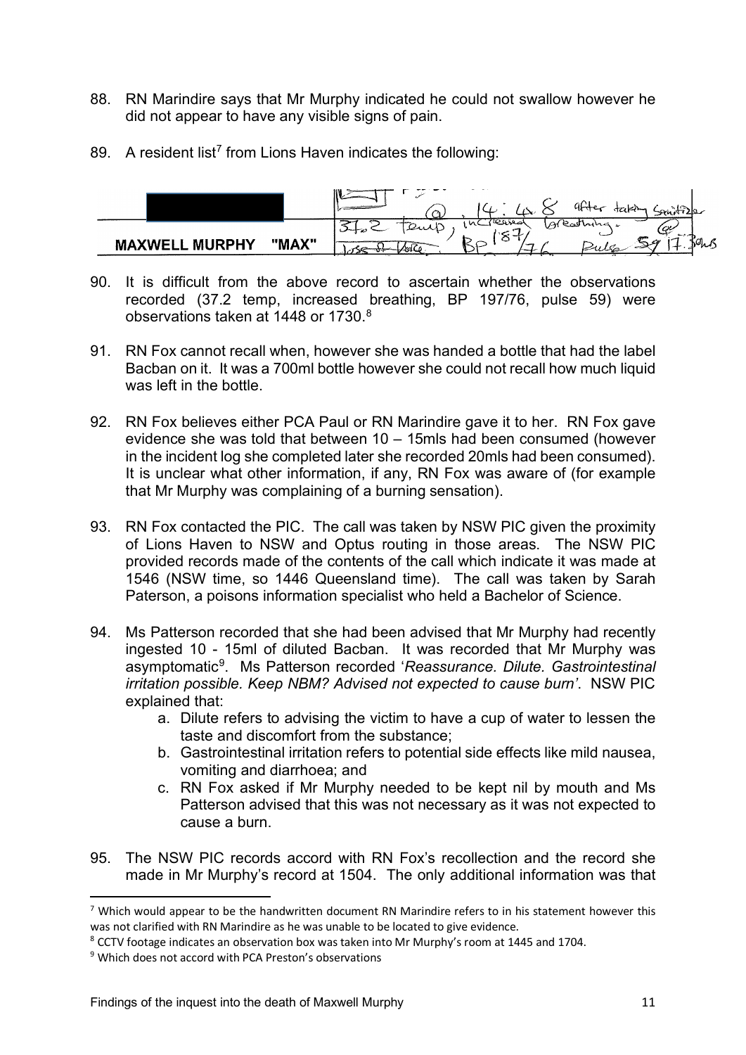88. RN Marindire says that Mr Murphy indicated he could not swallow however he did not appear to have any visible signs of pain.

89. A resident list[7] from Lions Haven indicates the following:

| | |
|---|---|
| | @ 14:48 after taking Sanitizer |
| **MAXWELL MURPHY "MAX"** | 37.2 temp, increased breathing. @ Loss of Voice. BP 187/76 Pulse 59 17.30hrs |

90. It is difficult from the above record to ascertain whether the observations recorded (37.2 temp, increased breathing, BP 197/76, pulse 59) were observations taken at 1448 or 1730.[8]

91. RN Fox cannot recall when, however she was handed a bottle that had the label Bacban on it. It was a 700ml bottle however she could not recall how much liquid was left in the bottle.

92. RN Fox believes either PCA Paul or RN Marindire gave it to her. RN Fox gave evidence she was told that between 10 – 15mls had been consumed (however in the incident log she completed later she recorded 20mls had been consumed). It is unclear what other information, if any, RN Fox was aware of (for example that Mr Murphy was complaining of a burning sensation).

93. RN Fox contacted the PIC. The call was taken by NSW PIC given the proximity of Lions Haven to NSW and Optus routing in those areas. The NSW PIC provided records made of the contents of the call which indicate it was made at 1546 (NSW time, so 1446 Queensland time). The call was taken by Sarah Paterson, a poisons information specialist who held a Bachelor of Science.

94. Ms Patterson recorded that she had been advised that Mr Murphy had recently ingested 10 - 15ml of diluted Bacban. It was recorded that Mr Murphy was asymptomatic[9]. Ms Patterson recorded '*Reassurance. Dilute. Gastrointestinal irritation possible. Keep NBM? Advised not expected to cause burn*'. NSW PIC explained that:
    a. Dilute refers to advising the victim to have a cup of water to lessen the taste and discomfort from the substance;
    b. Gastrointestinal irritation refers to potential side effects like mild nausea, vomiting and diarrhoea; and
    c. RN Fox asked if Mr Murphy needed to be kept nil by mouth and Ms Patterson advised that this was not necessary as it was not expected to cause a burn.

95. The NSW PIC records accord with RN Fox's recollection and the record she made in Mr Murphy's record at 1504. The only additional information was that

[7] Which would appear to be the handwritten document RN Marindire refers to in his statement however this was not clarified with RN Marindire as he was unable to be located to give evidence.

[8] CCTV footage indicates an observation box was taken into Mr Murphy's room at 1445 and 1704.

[9] Which does not accord with PCA Preston's observations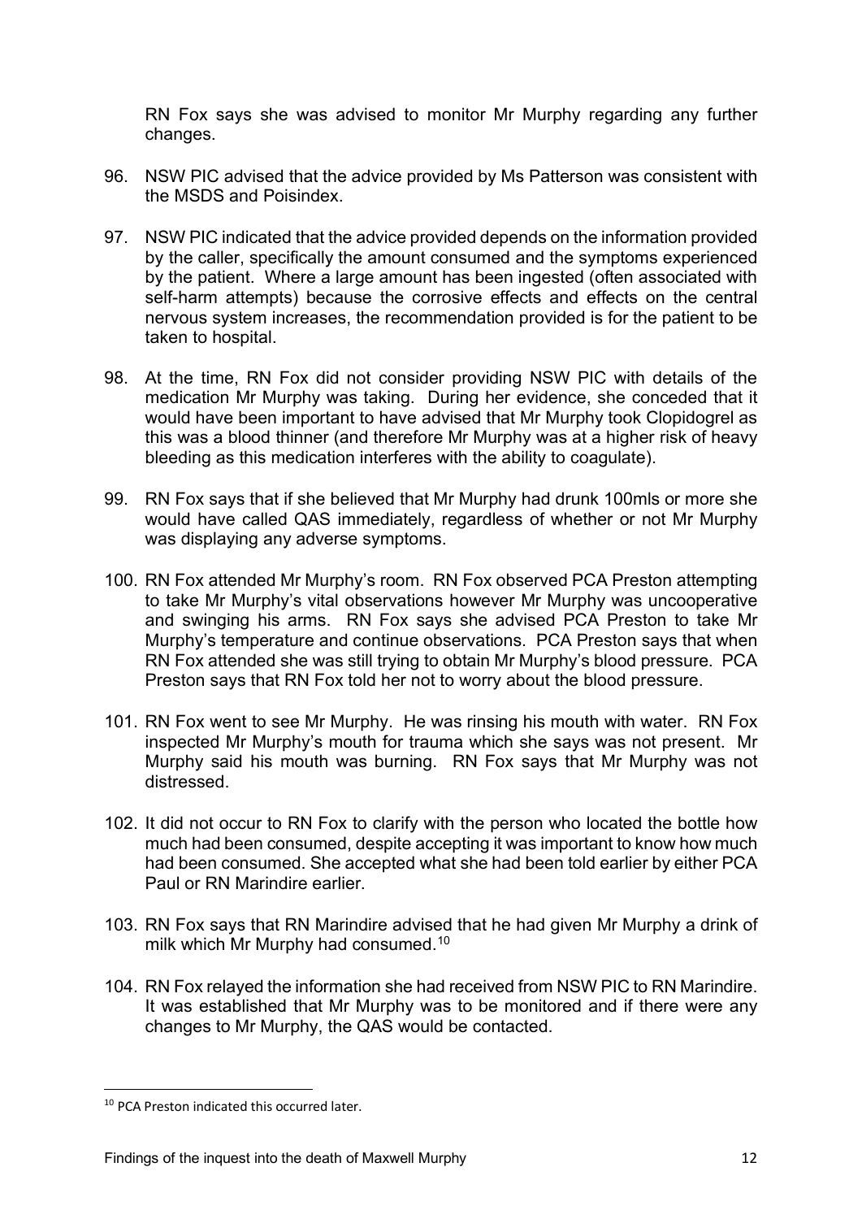RN Fox says she was advised to monitor Mr Murphy regarding any further changes.

96. NSW PIC advised that the advice provided by Ms Patterson was consistent with the MSDS and Poisindex.

97. NSW PIC indicated that the advice provided depends on the information provided by the caller, specifically the amount consumed and the symptoms experienced by the patient. Where a large amount has been ingested (often associated with self-harm attempts) because the corrosive effects and effects on the central nervous system increases, the recommendation provided is for the patient to be taken to hospital.

98. At the time, RN Fox did not consider providing NSW PIC with details of the medication Mr Murphy was taking. During her evidence, she conceded that it would have been important to have advised that Mr Murphy took Clopidogrel as this was a blood thinner (and therefore Mr Murphy was at a higher risk of heavy bleeding as this medication interferes with the ability to coagulate).

99. RN Fox says that if she believed that Mr Murphy had drunk 100mls or more she would have called QAS immediately, regardless of whether or not Mr Murphy was displaying any adverse symptoms.

100. RN Fox attended Mr Murphy's room. RN Fox observed PCA Preston attempting to take Mr Murphy's vital observations however Mr Murphy was uncooperative and swinging his arms. RN Fox says she advised PCA Preston to take Mr Murphy's temperature and continue observations. PCA Preston says that when RN Fox attended she was still trying to obtain Mr Murphy's blood pressure. PCA Preston says that RN Fox told her not to worry about the blood pressure.

101. RN Fox went to see Mr Murphy. He was rinsing his mouth with water. RN Fox inspected Mr Murphy's mouth for trauma which she says was not present. Mr Murphy said his mouth was burning. RN Fox says that Mr Murphy was not distressed.

102. It did not occur to RN Fox to clarify with the person who located the bottle how much had been consumed, despite accepting it was important to know how much had been consumed. She accepted what she had been told earlier by either PCA Paul or RN Marindire earlier.

103. RN Fox says that RN Marindire advised that he had given Mr Murphy a drink of milk which Mr Murphy had consumed.[10]

104. RN Fox relayed the information she had received from NSW PIC to RN Marindire. It was established that Mr Murphy was to be monitored and if there were any changes to Mr Murphy, the QAS would be contacted.

---

[10] PCA Preston indicated this occurred later.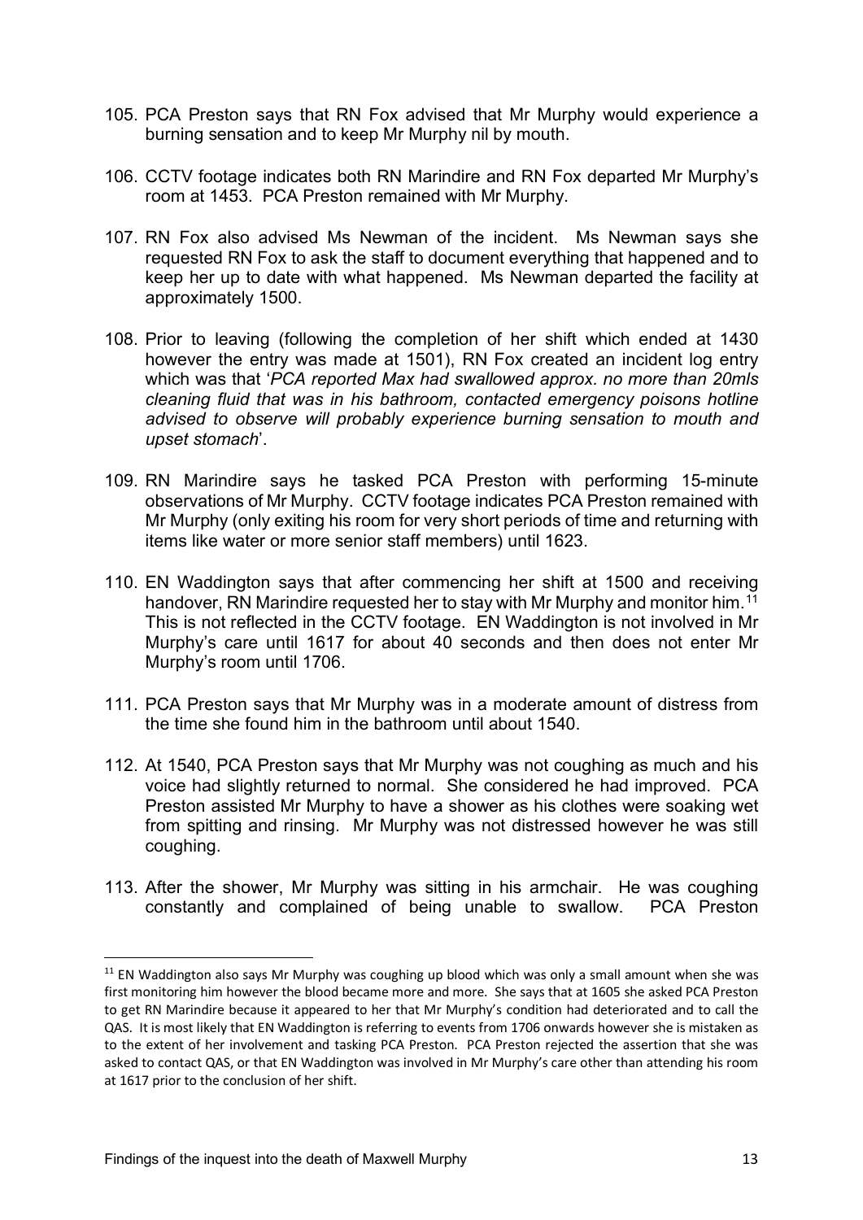105. PCA Preston says that RN Fox advised that Mr Murphy would experience a burning sensation and to keep Mr Murphy nil by mouth.

106. CCTV footage indicates both RN Marindire and RN Fox departed Mr Murphy's room at 1453. PCA Preston remained with Mr Murphy.

107. RN Fox also advised Ms Newman of the incident. Ms Newman says she requested RN Fox to ask the staff to document everything that happened and to keep her up to date with what happened. Ms Newman departed the facility at approximately 1500.

108. Prior to leaving (following the completion of her shift which ended at 1430 however the entry was made at 1501), RN Fox created an incident log entry which was that '*PCA reported Max had swallowed approx. no more than 20mls cleaning fluid that was in his bathroom, contacted emergency poisons hotline advised to observe will probably experience burning sensation to mouth and upset stomach*'.

109. RN Marindire says he tasked PCA Preston with performing 15-minute observations of Mr Murphy. CCTV footage indicates PCA Preston remained with Mr Murphy (only exiting his room for very short periods of time and returning with items like water or more senior staff members) until 1623.

110. EN Waddington says that after commencing her shift at 1500 and receiving handover, RN Marindire requested her to stay with Mr Murphy and monitor him.[11] This is not reflected in the CCTV footage. EN Waddington is not involved in Mr Murphy's care until 1617 for about 40 seconds and then does not enter Mr Murphy's room until 1706.

111. PCA Preston says that Mr Murphy was in a moderate amount of distress from the time she found him in the bathroom until about 1540.

112. At 1540, PCA Preston says that Mr Murphy was not coughing as much and his voice had slightly returned to normal. She considered he had improved. PCA Preston assisted Mr Murphy to have a shower as his clothes were soaking wet from spitting and rinsing. Mr Murphy was not distressed however he was still coughing.

113. After the shower, Mr Murphy was sitting in his armchair. He was coughing constantly and complained of being unable to swallow. PCA Preston

---

[11] EN Waddington also says Mr Murphy was coughing up blood which was only a small amount when she was first monitoring him however the blood became more and more. She says that at 1605 she asked PCA Preston to get RN Marindire because it appeared to her that Mr Murphy's condition had deteriorated and to call the QAS. It is most likely that EN Waddington is referring to events from 1706 onwards however she is mistaken as to the extent of her involvement and tasking PCA Preston. PCA Preston rejected the assertion that she was asked to contact QAS, or that EN Waddington was involved in Mr Murphy's care other than attending his room at 1617 prior to the conclusion of her shift.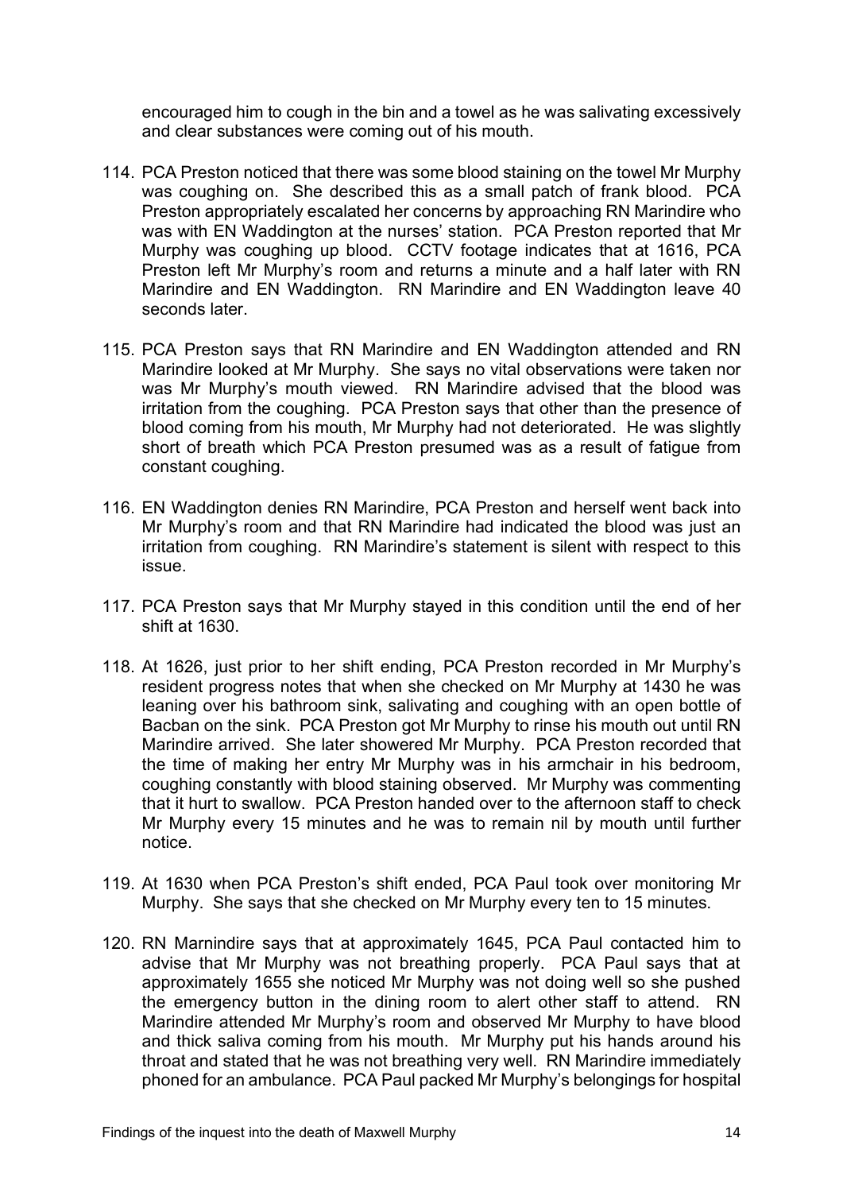encouraged him to cough in the bin and a towel as he was salivating excessively and clear substances were coming out of his mouth.

114. PCA Preston noticed that there was some blood staining on the towel Mr Murphy was coughing on. She described this as a small patch of frank blood. PCA Preston appropriately escalated her concerns by approaching RN Marindire who was with EN Waddington at the nurses' station. PCA Preston reported that Mr Murphy was coughing up blood. CCTV footage indicates that at 1616, PCA Preston left Mr Murphy's room and returns a minute and a half later with RN Marindire and EN Waddington. RN Marindire and EN Waddington leave 40 seconds later.

115. PCA Preston says that RN Marindire and EN Waddington attended and RN Marindire looked at Mr Murphy. She says no vital observations were taken nor was Mr Murphy's mouth viewed. RN Marindire advised that the blood was irritation from the coughing. PCA Preston says that other than the presence of blood coming from his mouth, Mr Murphy had not deteriorated. He was slightly short of breath which PCA Preston presumed was as a result of fatigue from constant coughing.

116. EN Waddington denies RN Marindire, PCA Preston and herself went back into Mr Murphy's room and that RN Marindire had indicated the blood was just an irritation from coughing. RN Marindire's statement is silent with respect to this issue.

117. PCA Preston says that Mr Murphy stayed in this condition until the end of her shift at 1630.

118. At 1626, just prior to her shift ending, PCA Preston recorded in Mr Murphy's resident progress notes that when she checked on Mr Murphy at 1430 he was leaning over his bathroom sink, salivating and coughing with an open bottle of Bacban on the sink. PCA Preston got Mr Murphy to rinse his mouth out until RN Marindire arrived. She later showered Mr Murphy. PCA Preston recorded that the time of making her entry Mr Murphy was in his armchair in his bedroom, coughing constantly with blood staining observed. Mr Murphy was commenting that it hurt to swallow. PCA Preston handed over to the afternoon staff to check Mr Murphy every 15 minutes and he was to remain nil by mouth until further notice.

119. At 1630 when PCA Preston's shift ended, PCA Paul took over monitoring Mr Murphy. She says that she checked on Mr Murphy every ten to 15 minutes.

120. RN Marnindire says that at approximately 1645, PCA Paul contacted him to advise that Mr Murphy was not breathing properly. PCA Paul says that at approximately 1655 she noticed Mr Murphy was not doing well so she pushed the emergency button in the dining room to alert other staff to attend. RN Marindire attended Mr Murphy's room and observed Mr Murphy to have blood and thick saliva coming from his mouth. Mr Murphy put his hands around his throat and stated that he was not breathing very well. RN Marindire immediately phoned for an ambulance. PCA Paul packed Mr Murphy's belongings for hospital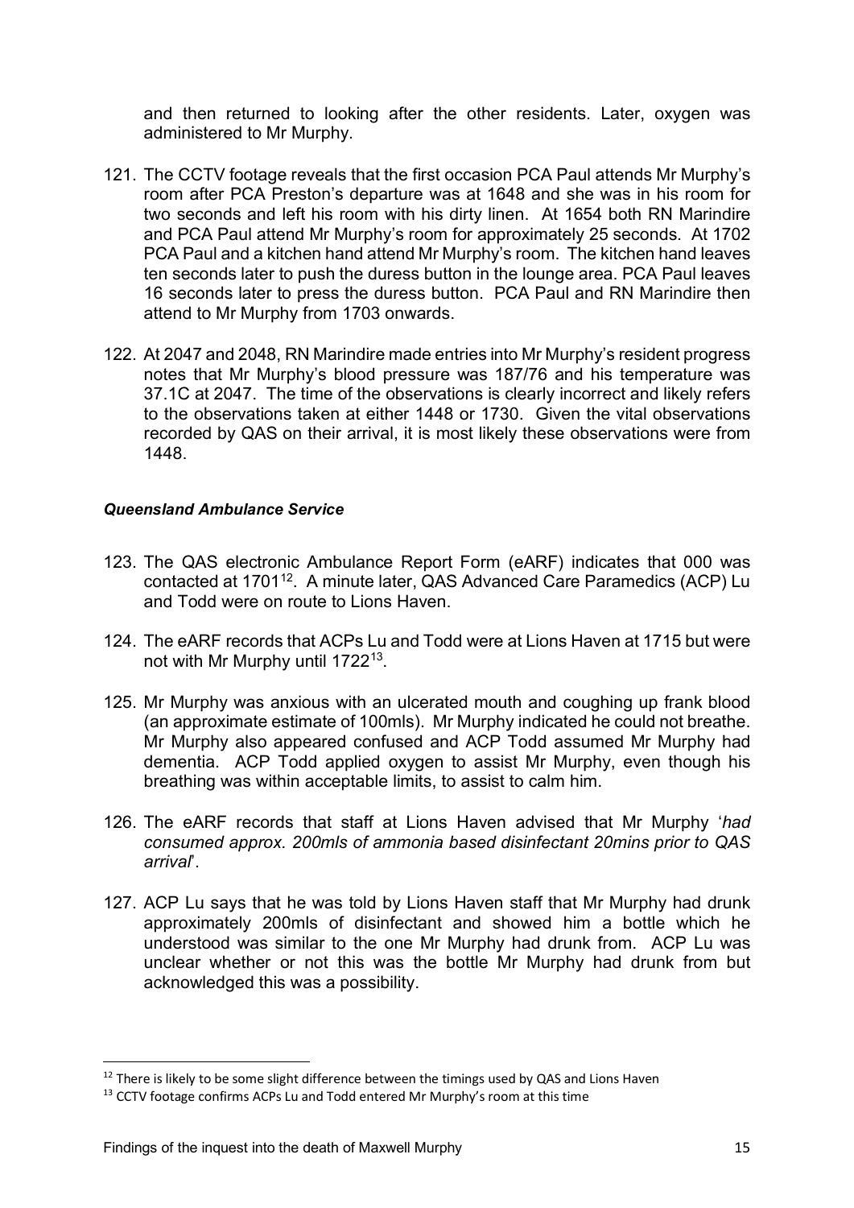and then returned to looking after the other residents. Later, oxygen was administered to Mr Murphy.

121. The CCTV footage reveals that the first occasion PCA Paul attends Mr Murphy's room after PCA Preston's departure was at 1648 and she was in his room for two seconds and left his room with his dirty linen. At 1654 both RN Marindire and PCA Paul attend Mr Murphy's room for approximately 25 seconds. At 1702 PCA Paul and a kitchen hand attend Mr Murphy's room. The kitchen hand leaves ten seconds later to push the duress button in the lounge area. PCA Paul leaves 16 seconds later to press the duress button. PCA Paul and RN Marindire then attend to Mr Murphy from 1703 onwards.

122. At 2047 and 2048, RN Marindire made entries into Mr Murphy's resident progress notes that Mr Murphy's blood pressure was 187/76 and his temperature was 37.1C at 2047. The time of the observations is clearly incorrect and likely refers to the observations taken at either 1448 or 1730. Given the vital observations recorded by QAS on their arrival, it is most likely these observations were from 1448.

#### *Queensland Ambulance Service*

123. The QAS electronic Ambulance Report Form (eARF) indicates that 000 was contacted at 1701[12]. A minute later, QAS Advanced Care Paramedics (ACP) Lu and Todd were on route to Lions Haven.

124. The eARF records that ACPs Lu and Todd were at Lions Haven at 1715 but were not with Mr Murphy until 1722[13].

125. Mr Murphy was anxious with an ulcerated mouth and coughing up frank blood (an approximate estimate of 100mls). Mr Murphy indicated he could not breathe. Mr Murphy also appeared confused and ACP Todd assumed Mr Murphy had dementia. ACP Todd applied oxygen to assist Mr Murphy, even though his breathing was within acceptable limits, to assist to calm him.

126. The eARF records that staff at Lions Haven advised that Mr Murphy '*had consumed approx. 200mls of ammonia based disinfectant 20mins prior to QAS arrival*'.

127. ACP Lu says that he was told by Lions Haven staff that Mr Murphy had drunk approximately 200mls of disinfectant and showed him a bottle which he understood was similar to the one Mr Murphy had drunk from. ACP Lu was unclear whether or not this was the bottle Mr Murphy had drunk from but acknowledged this was a possibility.

---

[12] There is likely to be some slight difference between the timings used by QAS and Lions Haven

[13] CCTV footage confirms ACPs Lu and Todd entered Mr Murphy's room at this time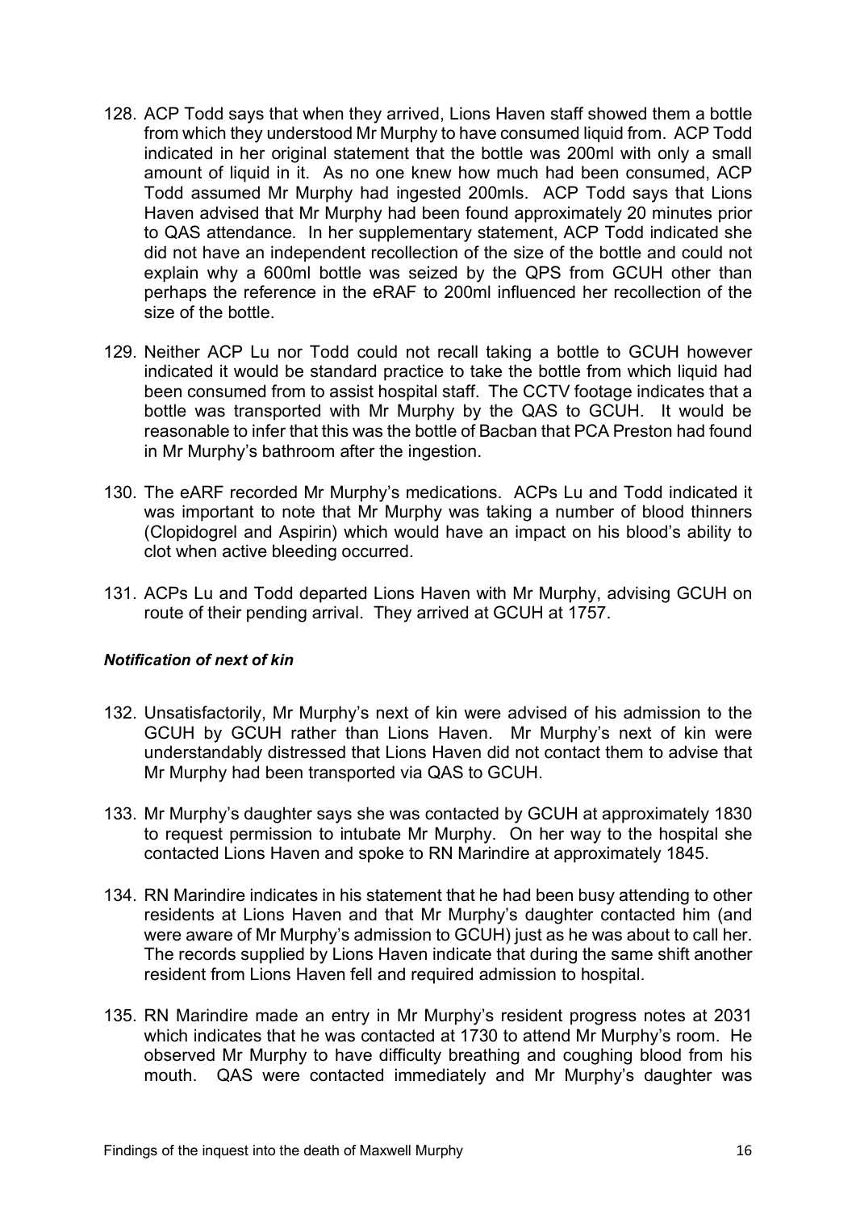128. ACP Todd says that when they arrived, Lions Haven staff showed them a bottle from which they understood Mr Murphy to have consumed liquid from. ACP Todd indicated in her original statement that the bottle was 200ml with only a small amount of liquid in it. As no one knew how much had been consumed, ACP Todd assumed Mr Murphy had ingested 200mls. ACP Todd says that Lions Haven advised that Mr Murphy had been found approximately 20 minutes prior to QAS attendance. In her supplementary statement, ACP Todd indicated she did not have an independent recollection of the size of the bottle and could not explain why a 600ml bottle was seized by the QPS from GCUH other than perhaps the reference in the eRAF to 200ml influenced her recollection of the size of the bottle.

129. Neither ACP Lu nor Todd could not recall taking a bottle to GCUH however indicated it would be standard practice to take the bottle from which liquid had been consumed from to assist hospital staff. The CCTV footage indicates that a bottle was transported with Mr Murphy by the QAS to GCUH. It would be reasonable to infer that this was the bottle of Bacban that PCA Preston had found in Mr Murphy's bathroom after the ingestion.

130. The eARF recorded Mr Murphy's medications. ACPs Lu and Todd indicated it was important to note that Mr Murphy was taking a number of blood thinners (Clopidogrel and Aspirin) which would have an impact on his blood's ability to clot when active bleeding occurred.

131. ACPs Lu and Todd departed Lions Haven with Mr Murphy, advising GCUH on route of their pending arrival. They arrived at GCUH at 1757.

### *Notification of next of kin*

132. Unsatisfactorily, Mr Murphy's next of kin were advised of his admission to the GCUH by GCUH rather than Lions Haven. Mr Murphy's next of kin were understandably distressed that Lions Haven did not contact them to advise that Mr Murphy had been transported via QAS to GCUH.

133. Mr Murphy's daughter says she was contacted by GCUH at approximately 1830 to request permission to intubate Mr Murphy. On her way to the hospital she contacted Lions Haven and spoke to RN Marindire at approximately 1845.

134. RN Marindire indicates in his statement that he had been busy attending to other residents at Lions Haven and that Mr Murphy's daughter contacted him (and were aware of Mr Murphy's admission to GCUH) just as he was about to call her. The records supplied by Lions Haven indicate that during the same shift another resident from Lions Haven fell and required admission to hospital.

135. RN Marindire made an entry in Mr Murphy's resident progress notes at 2031 which indicates that he was contacted at 1730 to attend Mr Murphy's room. He observed Mr Murphy to have difficulty breathing and coughing blood from his mouth. QAS were contacted immediately and Mr Murphy's daughter was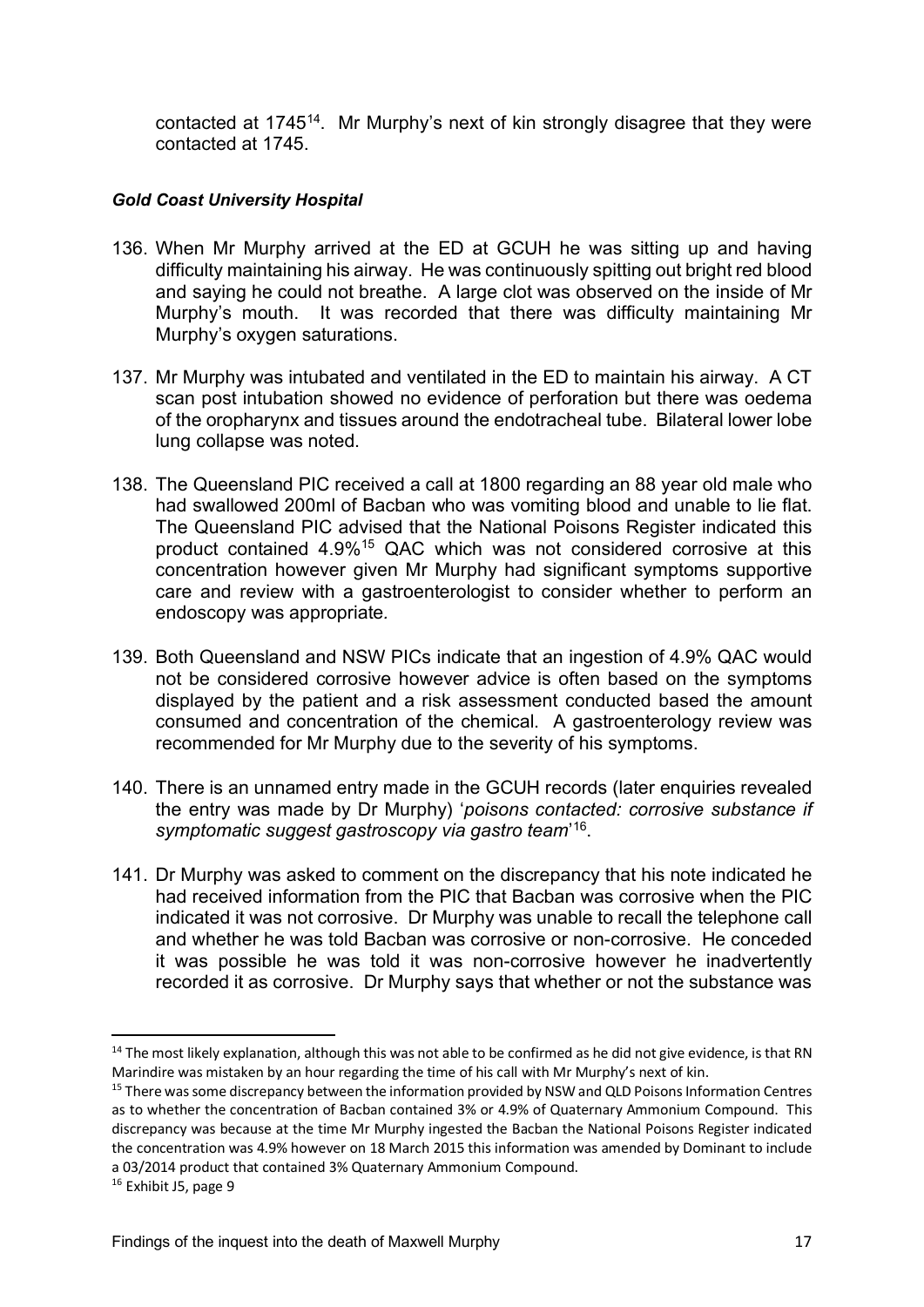contacted at 1745[14]. Mr Murphy's next of kin strongly disagree that they were contacted at 1745.

### *Gold Coast University Hospital*

136. When Mr Murphy arrived at the ED at GCUH he was sitting up and having difficulty maintaining his airway. He was continuously spitting out bright red blood and saying he could not breathe. A large clot was observed on the inside of Mr Murphy's mouth. It was recorded that there was difficulty maintaining Mr Murphy's oxygen saturations.

137. Mr Murphy was intubated and ventilated in the ED to maintain his airway. A CT scan post intubation showed no evidence of perforation but there was oedema of the oropharynx and tissues around the endotracheal tube. Bilateral lower lobe lung collapse was noted.

138. The Queensland PIC received a call at 1800 regarding an 88 year old male who had swallowed 200ml of Bacban who was vomiting blood and unable to lie flat. The Queensland PIC advised that the National Poisons Register indicated this product contained 4.9%[15] QAC which was not considered corrosive at this concentration however given Mr Murphy had significant symptoms supportive care and review with a gastroenterologist to consider whether to perform an endoscopy was appropriate.

139. Both Queensland and NSW PICs indicate that an ingestion of 4.9% QAC would not be considered corrosive however advice is often based on the symptoms displayed by the patient and a risk assessment conducted based the amount consumed and concentration of the chemical. A gastroenterology review was recommended for Mr Murphy due to the severity of his symptoms.

140. There is an unnamed entry made in the GCUH records (later enquiries revealed the entry was made by Dr Murphy) '*poisons contacted: corrosive substance if symptomatic suggest gastroscopy via gastro team*'[16].

141. Dr Murphy was asked to comment on the discrepancy that his note indicated he had received information from the PIC that Bacban was corrosive when the PIC indicated it was not corrosive. Dr Murphy was unable to recall the telephone call and whether he was told Bacban was corrosive or non-corrosive. He conceded it was possible he was told it was non-corrosive however he inadvertently recorded it as corrosive. Dr Murphy says that whether or not the substance was

---

[14] The most likely explanation, although this was not able to be confirmed as he did not give evidence, is that RN Marindire was mistaken by an hour regarding the time of his call with Mr Murphy's next of kin.

[15] There was some discrepancy between the information provided by NSW and QLD Poisons Information Centres as to whether the concentration of Bacban contained 3% or 4.9% of Quaternary Ammonium Compound. This discrepancy was because at the time Mr Murphy ingested the Bacban the National Poisons Register indicated the concentration was 4.9% however on 18 March 2015 this information was amended by Dominant to include a 03/2014 product that contained 3% Quaternary Ammonium Compound.

[16] Exhibit J5, page 9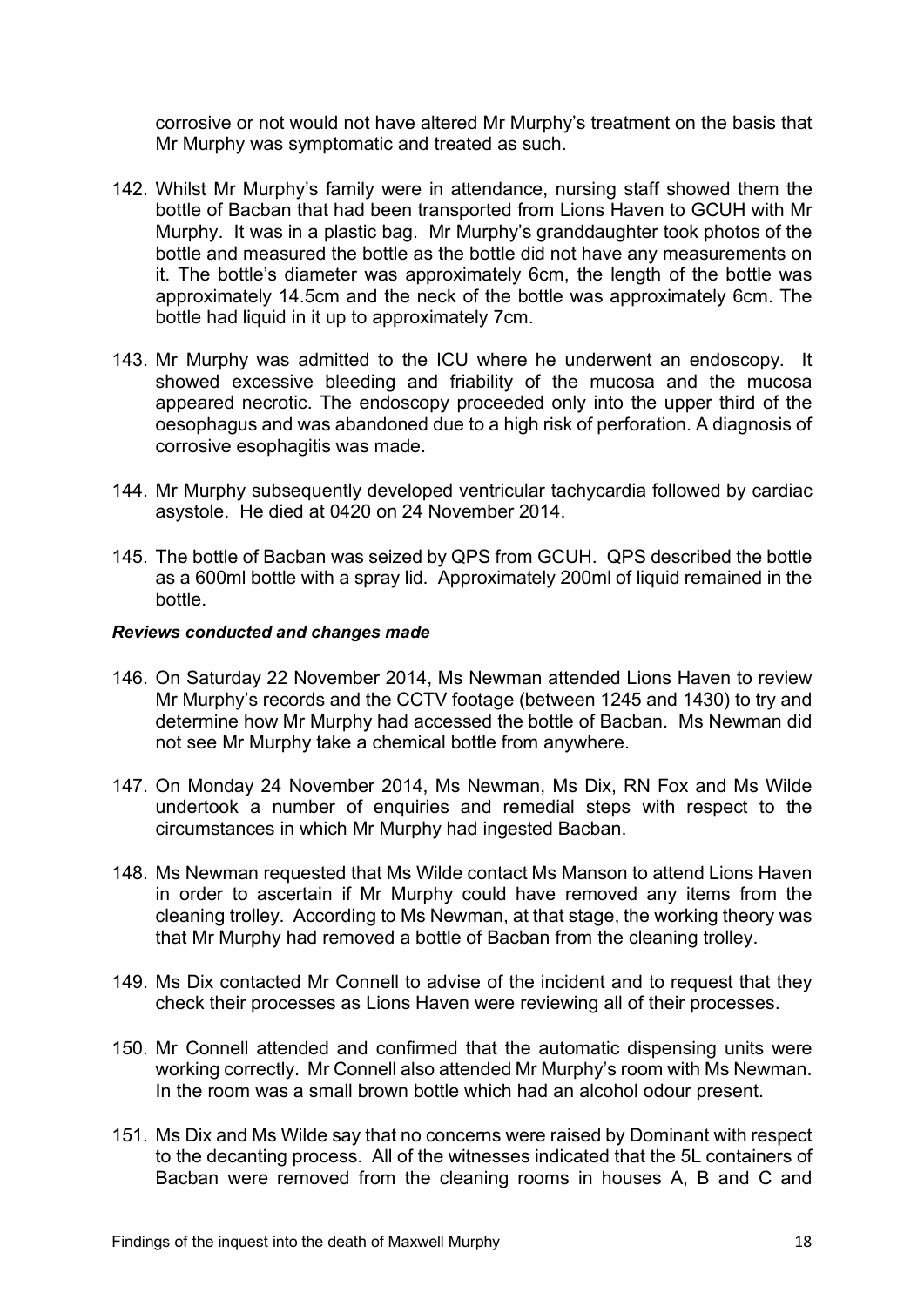corrosive or not would not have altered Mr Murphy's treatment on the basis that Mr Murphy was symptomatic and treated as such.

142. Whilst Mr Murphy's family were in attendance, nursing staff showed them the bottle of Bacban that had been transported from Lions Haven to GCUH with Mr Murphy. It was in a plastic bag. Mr Murphy's granddaughter took photos of the bottle and measured the bottle as the bottle did not have any measurements on it. The bottle's diameter was approximately 6cm, the length of the bottle was approximately 14.5cm and the neck of the bottle was approximately 6cm. The bottle had liquid in it up to approximately 7cm.

143. Mr Murphy was admitted to the ICU where he underwent an endoscopy. It showed excessive bleeding and friability of the mucosa and the mucosa appeared necrotic. The endoscopy proceeded only into the upper third of the oesophagus and was abandoned due to a high risk of perforation. A diagnosis of corrosive esophagitis was made.

144. Mr Murphy subsequently developed ventricular tachycardia followed by cardiac asystole. He died at 0420 on 24 November 2014.

145. The bottle of Bacban was seized by QPS from GCUH. QPS described the bottle as a 600ml bottle with a spray lid. Approximately 200ml of liquid remained in the bottle.

***Reviews conducted and changes made***

146. On Saturday 22 November 2014, Ms Newman attended Lions Haven to review Mr Murphy's records and the CCTV footage (between 1245 and 1430) to try and determine how Mr Murphy had accessed the bottle of Bacban. Ms Newman did not see Mr Murphy take a chemical bottle from anywhere.

147. On Monday 24 November 2014, Ms Newman, Ms Dix, RN Fox and Ms Wilde undertook a number of enquiries and remedial steps with respect to the circumstances in which Mr Murphy had ingested Bacban.

148. Ms Newman requested that Ms Wilde contact Ms Manson to attend Lions Haven in order to ascertain if Mr Murphy could have removed any items from the cleaning trolley. According to Ms Newman, at that stage, the working theory was that Mr Murphy had removed a bottle of Bacban from the cleaning trolley.

149. Ms Dix contacted Mr Connell to advise of the incident and to request that they check their processes as Lions Haven were reviewing all of their processes.

150. Mr Connell attended and confirmed that the automatic dispensing units were working correctly. Mr Connell also attended Mr Murphy's room with Ms Newman. In the room was a small brown bottle which had an alcohol odour present.

151. Ms Dix and Ms Wilde say that no concerns were raised by Dominant with respect to the decanting process. All of the witnesses indicated that the 5L containers of Bacban were removed from the cleaning rooms in houses A, B and C and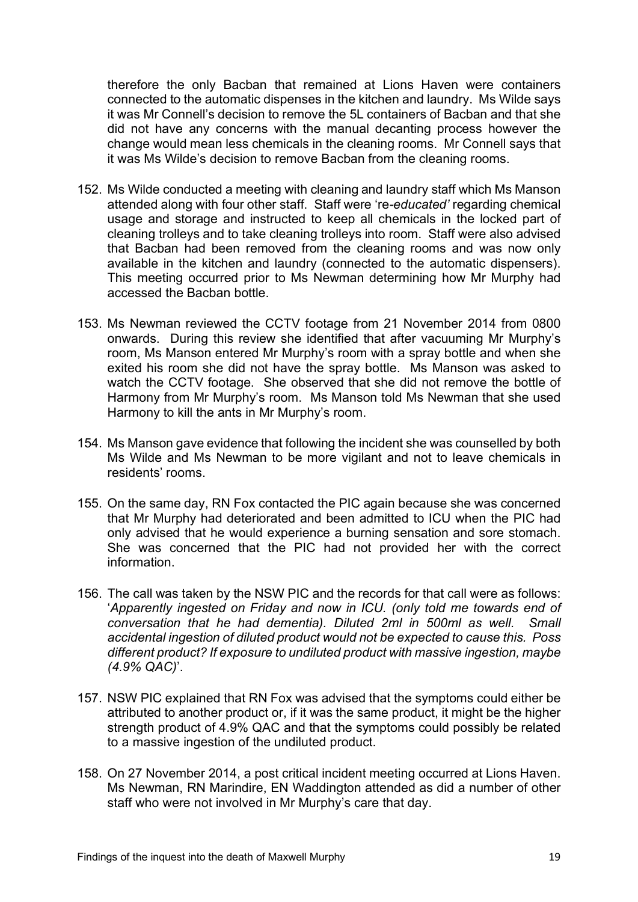therefore the only Bacban that remained at Lions Haven were containers connected to the automatic dispenses in the kitchen and laundry. Ms Wilde says it was Mr Connell's decision to remove the 5L containers of Bacban and that she did not have any concerns with the manual decanting process however the change would mean less chemicals in the cleaning rooms. Mr Connell says that it was Ms Wilde's decision to remove Bacban from the cleaning rooms.

152. Ms Wilde conducted a meeting with cleaning and laundry staff which Ms Manson attended along with four other staff. Staff were 're-*educated'* regarding chemical usage and storage and instructed to keep all chemicals in the locked part of cleaning trolleys and to take cleaning trolleys into room. Staff were also advised that Bacban had been removed from the cleaning rooms and was now only available in the kitchen and laundry (connected to the automatic dispensers). This meeting occurred prior to Ms Newman determining how Mr Murphy had accessed the Bacban bottle.

153. Ms Newman reviewed the CCTV footage from 21 November 2014 from 0800 onwards. During this review she identified that after vacuuming Mr Murphy's room, Ms Manson entered Mr Murphy's room with a spray bottle and when she exited his room she did not have the spray bottle. Ms Manson was asked to watch the CCTV footage. She observed that she did not remove the bottle of Harmony from Mr Murphy's room. Ms Manson told Ms Newman that she used Harmony to kill the ants in Mr Murphy's room.

154. Ms Manson gave evidence that following the incident she was counselled by both Ms Wilde and Ms Newman to be more vigilant and not to leave chemicals in residents' rooms.

155. On the same day, RN Fox contacted the PIC again because she was concerned that Mr Murphy had deteriorated and been admitted to ICU when the PIC had only advised that he would experience a burning sensation and sore stomach. She was concerned that the PIC had not provided her with the correct information.

156. The call was taken by the NSW PIC and the records for that call were as follows: '*Apparently ingested on Friday and now in ICU. (only told me towards end of conversation that he had dementia). Diluted 2ml in 500ml as well. Small accidental ingestion of diluted product would not be expected to cause this. Poss different product? If exposure to undiluted product with massive ingestion, maybe (4.9% QAC)*'.

157. NSW PIC explained that RN Fox was advised that the symptoms could either be attributed to another product or, if it was the same product, it might be the higher strength product of 4.9% QAC and that the symptoms could possibly be related to a massive ingestion of the undiluted product.

158. On 27 November 2014, a post critical incident meeting occurred at Lions Haven. Ms Newman, RN Marindire, EN Waddington attended as did a number of other staff who were not involved in Mr Murphy's care that day.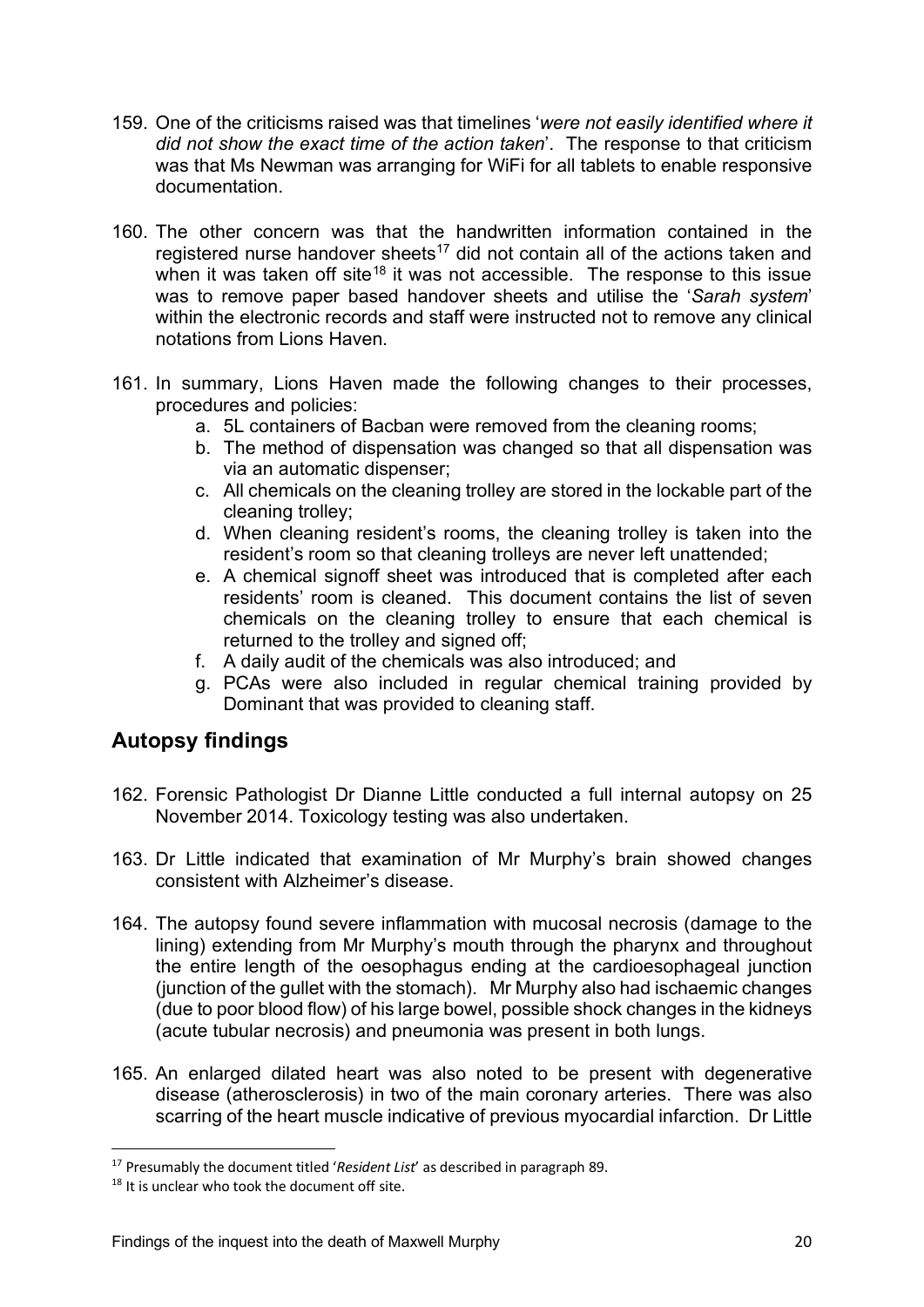159. One of the criticisms raised was that timelines '*were not easily identified where it did not show the exact time of the action taken*'. The response to that criticism was that Ms Newman was arranging for WiFi for all tablets to enable responsive documentation.

160. The other concern was that the handwritten information contained in the registered nurse handover sheets[17] did not contain all of the actions taken and when it was taken off site[18] it was not accessible. The response to this issue was to remove paper based handover sheets and utilise the '*Sarah system*' within the electronic records and staff were instructed not to remove any clinical notations from Lions Haven.

161. In summary, Lions Haven made the following changes to their processes, procedures and policies:
    a. 5L containers of Bacban were removed from the cleaning rooms;
    b. The method of dispensation was changed so that all dispensation was via an automatic dispenser;
    c. All chemicals on the cleaning trolley are stored in the lockable part of the cleaning trolley;
    d. When cleaning resident's rooms, the cleaning trolley is taken into the resident's room so that cleaning trolleys are never left unattended;
    e. A chemical signoff sheet was introduced that is completed after each residents' room is cleaned. This document contains the list of seven chemicals on the cleaning trolley to ensure that each chemical is returned to the trolley and signed off;
    f. A daily audit of the chemicals was also introduced; and
    g. PCAs were also included in regular chemical training provided by Dominant that was provided to cleaning staff.

## Autopsy findings

162. Forensic Pathologist Dr Dianne Little conducted a full internal autopsy on 25 November 2014. Toxicology testing was also undertaken.

163. Dr Little indicated that examination of Mr Murphy's brain showed changes consistent with Alzheimer's disease.

164. The autopsy found severe inflammation with mucosal necrosis (damage to the lining) extending from Mr Murphy's mouth through the pharynx and throughout the entire length of the oesophagus ending at the cardioesophageal junction (junction of the gullet with the stomach). Mr Murphy also had ischaemic changes (due to poor blood flow) of his large bowel, possible shock changes in the kidneys (acute tubular necrosis) and pneumonia was present in both lungs.

165. An enlarged dilated heart was also noted to be present with degenerative disease (atherosclerosis) in two of the main coronary arteries. There was also scarring of the heart muscle indicative of previous myocardial infarction. Dr Little

---

[17] Presumably the document titled '*Resident List*' as described in paragraph 89.

[18] It is unclear who took the document off site.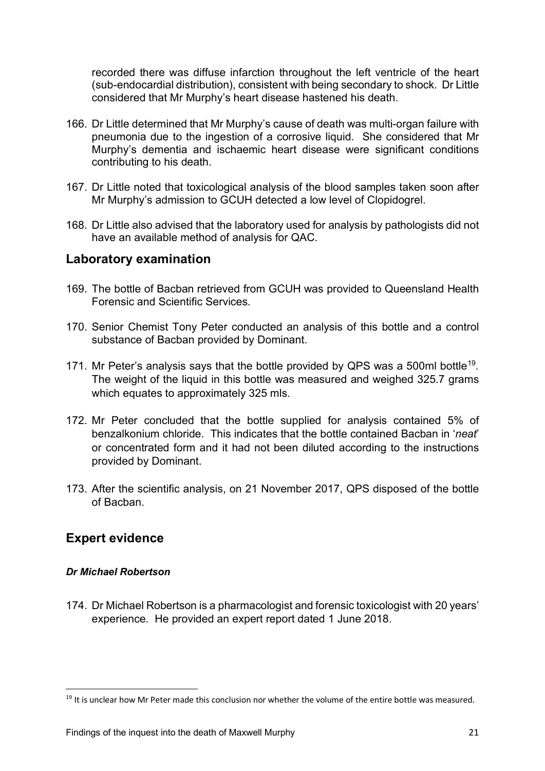recorded there was diffuse infarction throughout the left ventricle of the heart (sub-endocardial distribution), consistent with being secondary to shock. Dr Little considered that Mr Murphy's heart disease hastened his death.

166. Dr Little determined that Mr Murphy's cause of death was multi-organ failure with pneumonia due to the ingestion of a corrosive liquid. She considered that Mr Murphy's dementia and ischaemic heart disease were significant conditions contributing to his death.

167. Dr Little noted that toxicological analysis of the blood samples taken soon after Mr Murphy's admission to GCUH detected a low level of Clopidogrel.

168. Dr Little also advised that the laboratory used for analysis by pathologists did not have an available method of analysis for QAC.

## Laboratory examination

169. The bottle of Bacban retrieved from GCUH was provided to Queensland Health Forensic and Scientific Services.

170. Senior Chemist Tony Peter conducted an analysis of this bottle and a control substance of Bacban provided by Dominant.

171. Mr Peter's analysis says that the bottle provided by QPS was a 500ml bottle[19]. The weight of the liquid in this bottle was measured and weighed 325.7 grams which equates to approximately 325 mls.

172. Mr Peter concluded that the bottle supplied for analysis contained 5% of benzalkonium chloride. This indicates that the bottle contained Bacban in '*neat*' or concentrated form and it had not been diluted according to the instructions provided by Dominant.

173. After the scientific analysis, on 21 November 2017, QPS disposed of the bottle of Bacban.

## Expert evidence

#### *Dr Michael Robertson*

174. Dr Michael Robertson is a pharmacologist and forensic toxicologist with 20 years' experience. He provided an expert report dated 1 June 2018.

---

[19] It is unclear how Mr Peter made this conclusion nor whether the volume of the entire bottle was measured.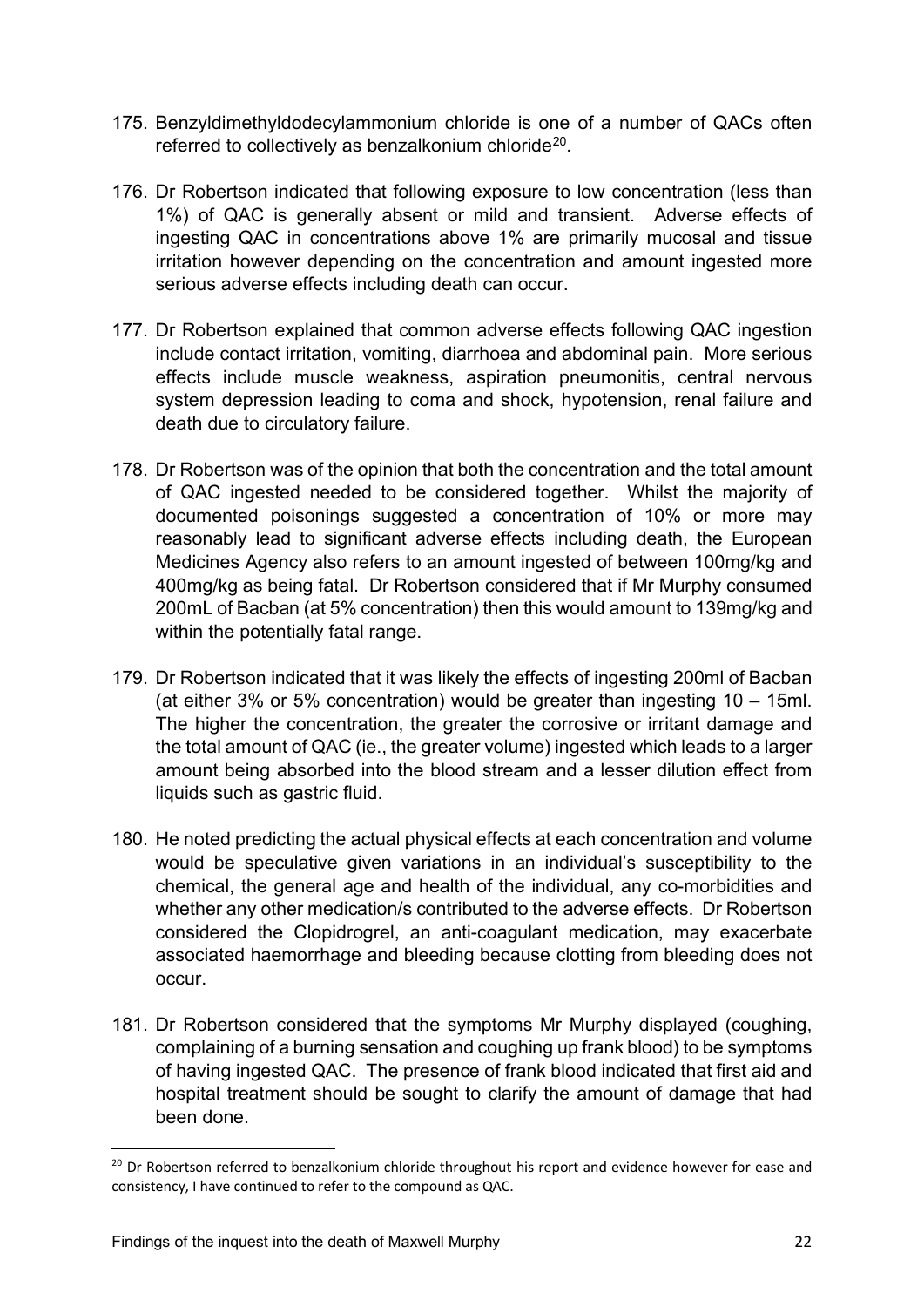175. Benzyldimethyldodecylammonium chloride is one of a number of QACs often referred to collectively as benzalkonium chloride[20].

176. Dr Robertson indicated that following exposure to low concentration (less than 1%) of QAC is generally absent or mild and transient. Adverse effects of ingesting QAC in concentrations above 1% are primarily mucosal and tissue irritation however depending on the concentration and amount ingested more serious adverse effects including death can occur.

177. Dr Robertson explained that common adverse effects following QAC ingestion include contact irritation, vomiting, diarrhoea and abdominal pain. More serious effects include muscle weakness, aspiration pneumonitis, central nervous system depression leading to coma and shock, hypotension, renal failure and death due to circulatory failure.

178. Dr Robertson was of the opinion that both the concentration and the total amount of QAC ingested needed to be considered together. Whilst the majority of documented poisonings suggested a concentration of 10% or more may reasonably lead to significant adverse effects including death, the European Medicines Agency also refers to an amount ingested of between 100mg/kg and 400mg/kg as being fatal. Dr Robertson considered that if Mr Murphy consumed 200mL of Bacban (at 5% concentration) then this would amount to 139mg/kg and within the potentially fatal range.

179. Dr Robertson indicated that it was likely the effects of ingesting 200ml of Bacban (at either 3% or 5% concentration) would be greater than ingesting 10 – 15ml. The higher the concentration, the greater the corrosive or irritant damage and the total amount of QAC (ie., the greater volume) ingested which leads to a larger amount being absorbed into the blood stream and a lesser dilution effect from liquids such as gastric fluid.

180. He noted predicting the actual physical effects at each concentration and volume would be speculative given variations in an individual's susceptibility to the chemical, the general age and health of the individual, any co-morbidities and whether any other medication/s contributed to the adverse effects. Dr Robertson considered the Clopidrogrel, an anti-coagulant medication, may exacerbate associated haemorrhage and bleeding because clotting from bleeding does not occur.

181. Dr Robertson considered that the symptoms Mr Murphy displayed (coughing, complaining of a burning sensation and coughing up frank blood) to be symptoms of having ingested QAC. The presence of frank blood indicated that first aid and hospital treatment should be sought to clarify the amount of damage that had been done.

---

[20] Dr Robertson referred to benzalkonium chloride throughout his report and evidence however for ease and consistency, I have continued to refer to the compound as QAC.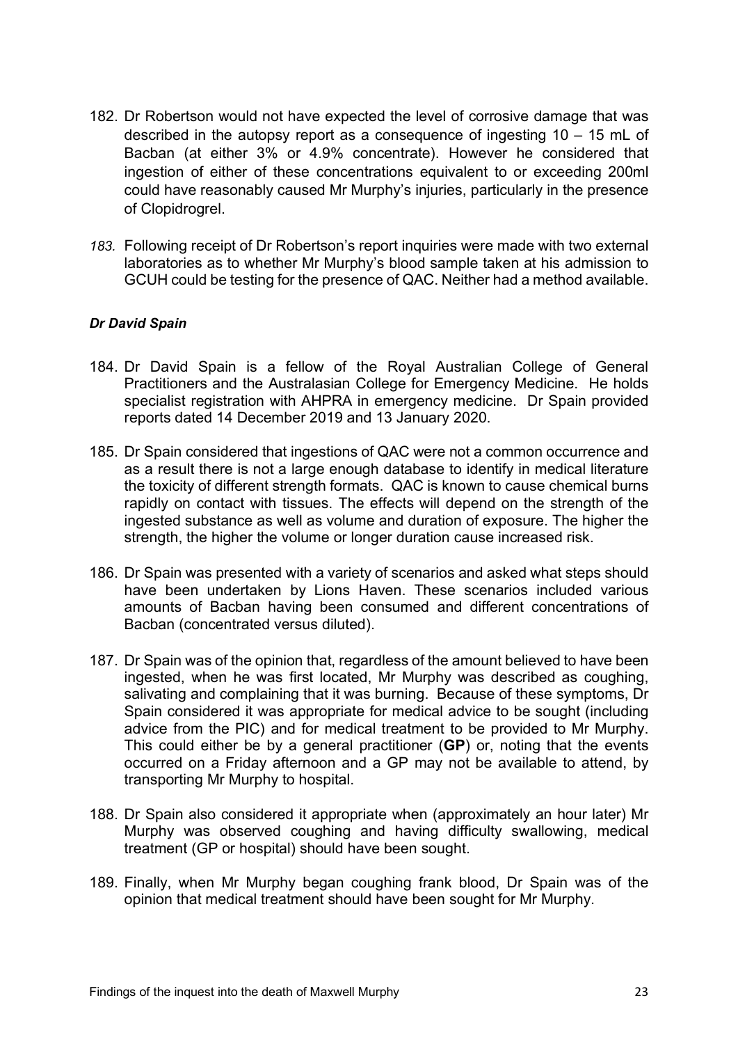182. Dr Robertson would not have expected the level of corrosive damage that was described in the autopsy report as a consequence of ingesting 10 – 15 mL of Bacban (at either 3% or 4.9% concentrate). However he considered that ingestion of either of these concentrations equivalent to or exceeding 200ml could have reasonably caused Mr Murphy's injuries, particularly in the presence of Clopidrogrel.

183. Following receipt of Dr Robertson's report inquiries were made with two external laboratories as to whether Mr Murphy's blood sample taken at his admission to GCUH could be testing for the presence of QAC. Neither had a method available.

### *Dr David Spain*

184. Dr David Spain is a fellow of the Royal Australian College of General Practitioners and the Australasian College for Emergency Medicine. He holds specialist registration with AHPRA in emergency medicine. Dr Spain provided reports dated 14 December 2019 and 13 January 2020.

185. Dr Spain considered that ingestions of QAC were not a common occurrence and as a result there is not a large enough database to identify in medical literature the toxicity of different strength formats. QAC is known to cause chemical burns rapidly on contact with tissues. The effects will depend on the strength of the ingested substance as well as volume and duration of exposure. The higher the strength, the higher the volume or longer duration cause increased risk.

186. Dr Spain was presented with a variety of scenarios and asked what steps should have been undertaken by Lions Haven. These scenarios included various amounts of Bacban having been consumed and different concentrations of Bacban (concentrated versus diluted).

187. Dr Spain was of the opinion that, regardless of the amount believed to have been ingested, when he was first located, Mr Murphy was described as coughing, salivating and complaining that it was burning. Because of these symptoms, Dr Spain considered it was appropriate for medical advice to be sought (including advice from the PIC) and for medical treatment to be provided to Mr Murphy. This could either be by a general practitioner (**GP**) or, noting that the events occurred on a Friday afternoon and a GP may not be available to attend, by transporting Mr Murphy to hospital.

188. Dr Spain also considered it appropriate when (approximately an hour later) Mr Murphy was observed coughing and having difficulty swallowing, medical treatment (GP or hospital) should have been sought.

189. Finally, when Mr Murphy began coughing frank blood, Dr Spain was of the opinion that medical treatment should have been sought for Mr Murphy.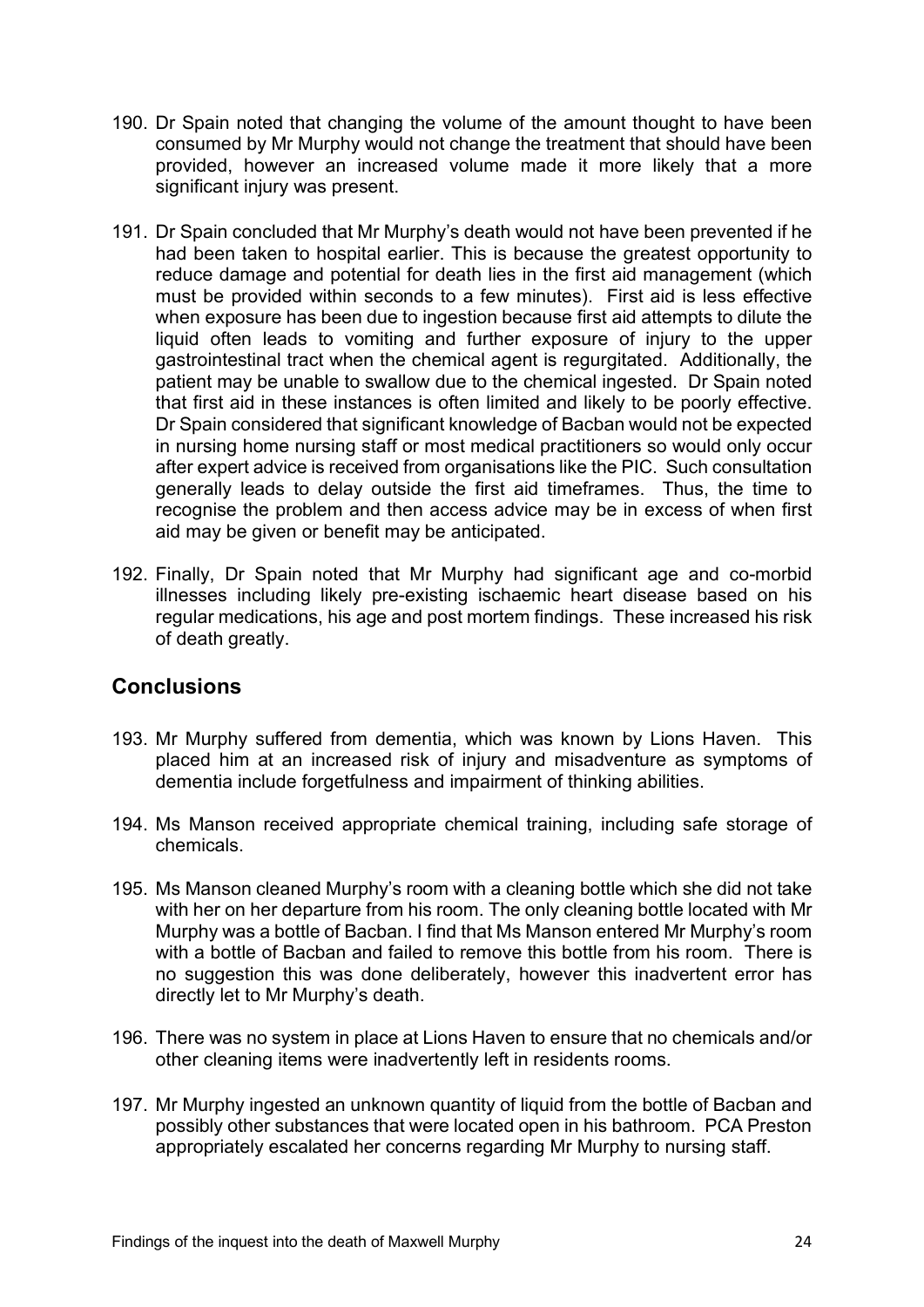190. Dr Spain noted that changing the volume of the amount thought to have been consumed by Mr Murphy would not change the treatment that should have been provided, however an increased volume made it more likely that a more significant injury was present.

191. Dr Spain concluded that Mr Murphy's death would not have been prevented if he had been taken to hospital earlier. This is because the greatest opportunity to reduce damage and potential for death lies in the first aid management (which must be provided within seconds to a few minutes). First aid is less effective when exposure has been due to ingestion because first aid attempts to dilute the liquid often leads to vomiting and further exposure of injury to the upper gastrointestinal tract when the chemical agent is regurgitated. Additionally, the patient may be unable to swallow due to the chemical ingested. Dr Spain noted that first aid in these instances is often limited and likely to be poorly effective. Dr Spain considered that significant knowledge of Bacban would not be expected in nursing home nursing staff or most medical practitioners so would only occur after expert advice is received from organisations like the PIC. Such consultation generally leads to delay outside the first aid timeframes. Thus, the time to recognise the problem and then access advice may be in excess of when first aid may be given or benefit may be anticipated.

192. Finally, Dr Spain noted that Mr Murphy had significant age and co-morbid illnesses including likely pre-existing ischaemic heart disease based on his regular medications, his age and post mortem findings. These increased his risk of death greatly.

## Conclusions

193. Mr Murphy suffered from dementia, which was known by Lions Haven. This placed him at an increased risk of injury and misadventure as symptoms of dementia include forgetfulness and impairment of thinking abilities.

194. Ms Manson received appropriate chemical training, including safe storage of chemicals.

195. Ms Manson cleaned Murphy's room with a cleaning bottle which she did not take with her on her departure from his room. The only cleaning bottle located with Mr Murphy was a bottle of Bacban. I find that Ms Manson entered Mr Murphy's room with a bottle of Bacban and failed to remove this bottle from his room. There is no suggestion this was done deliberately, however this inadvertent error has directly let to Mr Murphy's death.

196. There was no system in place at Lions Haven to ensure that no chemicals and/or other cleaning items were inadvertently left in residents rooms.

197. Mr Murphy ingested an unknown quantity of liquid from the bottle of Bacban and possibly other substances that were located open in his bathroom. PCA Preston appropriately escalated her concerns regarding Mr Murphy to nursing staff.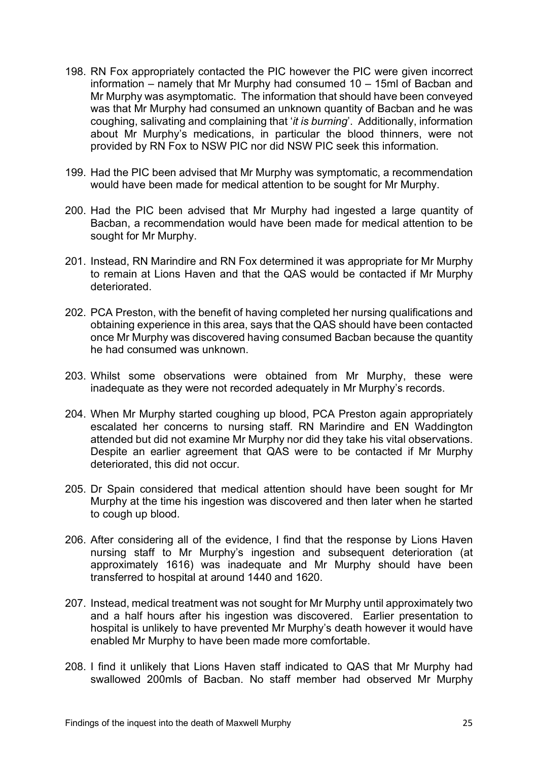198. RN Fox appropriately contacted the PIC however the PIC were given incorrect information – namely that Mr Murphy had consumed 10 – 15ml of Bacban and Mr Murphy was asymptomatic. The information that should have been conveyed was that Mr Murphy had consumed an unknown quantity of Bacban and he was coughing, salivating and complaining that '*it is burning*'. Additionally, information about Mr Murphy's medications, in particular the blood thinners, were not provided by RN Fox to NSW PIC nor did NSW PIC seek this information.

199. Had the PIC been advised that Mr Murphy was symptomatic, a recommendation would have been made for medical attention to be sought for Mr Murphy.

200. Had the PIC been advised that Mr Murphy had ingested a large quantity of Bacban, a recommendation would have been made for medical attention to be sought for Mr Murphy.

201. Instead, RN Marindire and RN Fox determined it was appropriate for Mr Murphy to remain at Lions Haven and that the QAS would be contacted if Mr Murphy deteriorated.

202. PCA Preston, with the benefit of having completed her nursing qualifications and obtaining experience in this area, says that the QAS should have been contacted once Mr Murphy was discovered having consumed Bacban because the quantity he had consumed was unknown.

203. Whilst some observations were obtained from Mr Murphy, these were inadequate as they were not recorded adequately in Mr Murphy's records.

204. When Mr Murphy started coughing up blood, PCA Preston again appropriately escalated her concerns to nursing staff. RN Marindire and EN Waddington attended but did not examine Mr Murphy nor did they take his vital observations. Despite an earlier agreement that QAS were to be contacted if Mr Murphy deteriorated, this did not occur.

205. Dr Spain considered that medical attention should have been sought for Mr Murphy at the time his ingestion was discovered and then later when he started to cough up blood.

206. After considering all of the evidence, I find that the response by Lions Haven nursing staff to Mr Murphy's ingestion and subsequent deterioration (at approximately 1616) was inadequate and Mr Murphy should have been transferred to hospital at around 1440 and 1620.

207. Instead, medical treatment was not sought for Mr Murphy until approximately two and a half hours after his ingestion was discovered. Earlier presentation to hospital is unlikely to have prevented Mr Murphy's death however it would have enabled Mr Murphy to have been made more comfortable.

208. I find it unlikely that Lions Haven staff indicated to QAS that Mr Murphy had swallowed 200mls of Bacban. No staff member had observed Mr Murphy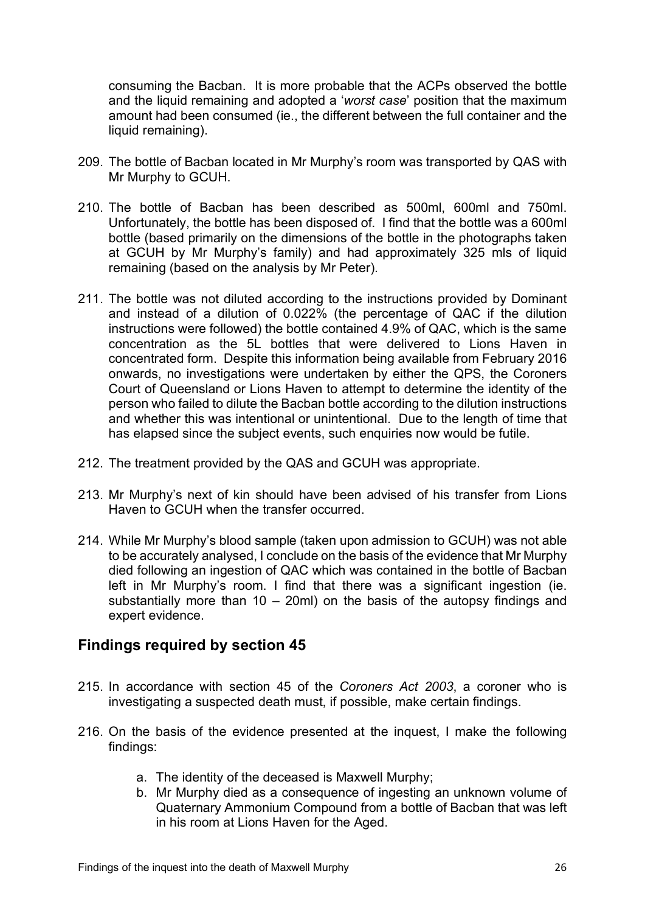consuming the Bacban. It is more probable that the ACPs observed the bottle and the liquid remaining and adopted a '*worst case*' position that the maximum amount had been consumed (ie., the different between the full container and the liquid remaining).

209. The bottle of Bacban located in Mr Murphy's room was transported by QAS with Mr Murphy to GCUH.

210. The bottle of Bacban has been described as 500ml, 600ml and 750ml. Unfortunately, the bottle has been disposed of. I find that the bottle was a 600ml bottle (based primarily on the dimensions of the bottle in the photographs taken at GCUH by Mr Murphy's family) and had approximately 325 mls of liquid remaining (based on the analysis by Mr Peter).

211. The bottle was not diluted according to the instructions provided by Dominant and instead of a dilution of 0.022% (the percentage of QAC if the dilution instructions were followed) the bottle contained 4.9% of QAC, which is the same concentration as the 5L bottles that were delivered to Lions Haven in concentrated form. Despite this information being available from February 2016 onwards, no investigations were undertaken by either the QPS, the Coroners Court of Queensland or Lions Haven to attempt to determine the identity of the person who failed to dilute the Bacban bottle according to the dilution instructions and whether this was intentional or unintentional. Due to the length of time that has elapsed since the subject events, such enquiries now would be futile.

212. The treatment provided by the QAS and GCUH was appropriate.

213. Mr Murphy's next of kin should have been advised of his transfer from Lions Haven to GCUH when the transfer occurred.

214. While Mr Murphy's blood sample (taken upon admission to GCUH) was not able to be accurately analysed, I conclude on the basis of the evidence that Mr Murphy died following an ingestion of QAC which was contained in the bottle of Bacban left in Mr Murphy's room. I find that there was a significant ingestion (ie. substantially more than 10 – 20ml) on the basis of the autopsy findings and expert evidence.

## Findings required by section 45

215. In accordance with section 45 of the *Coroners Act 2003*, a coroner who is investigating a suspected death must, if possible, make certain findings.

216. On the basis of the evidence presented at the inquest, I make the following findings:

    a. The identity of the deceased is Maxwell Murphy;
    b. Mr Murphy died as a consequence of ingesting an unknown volume of Quaternary Ammonium Compound from a bottle of Bacban that was left in his room at Lions Haven for the Aged.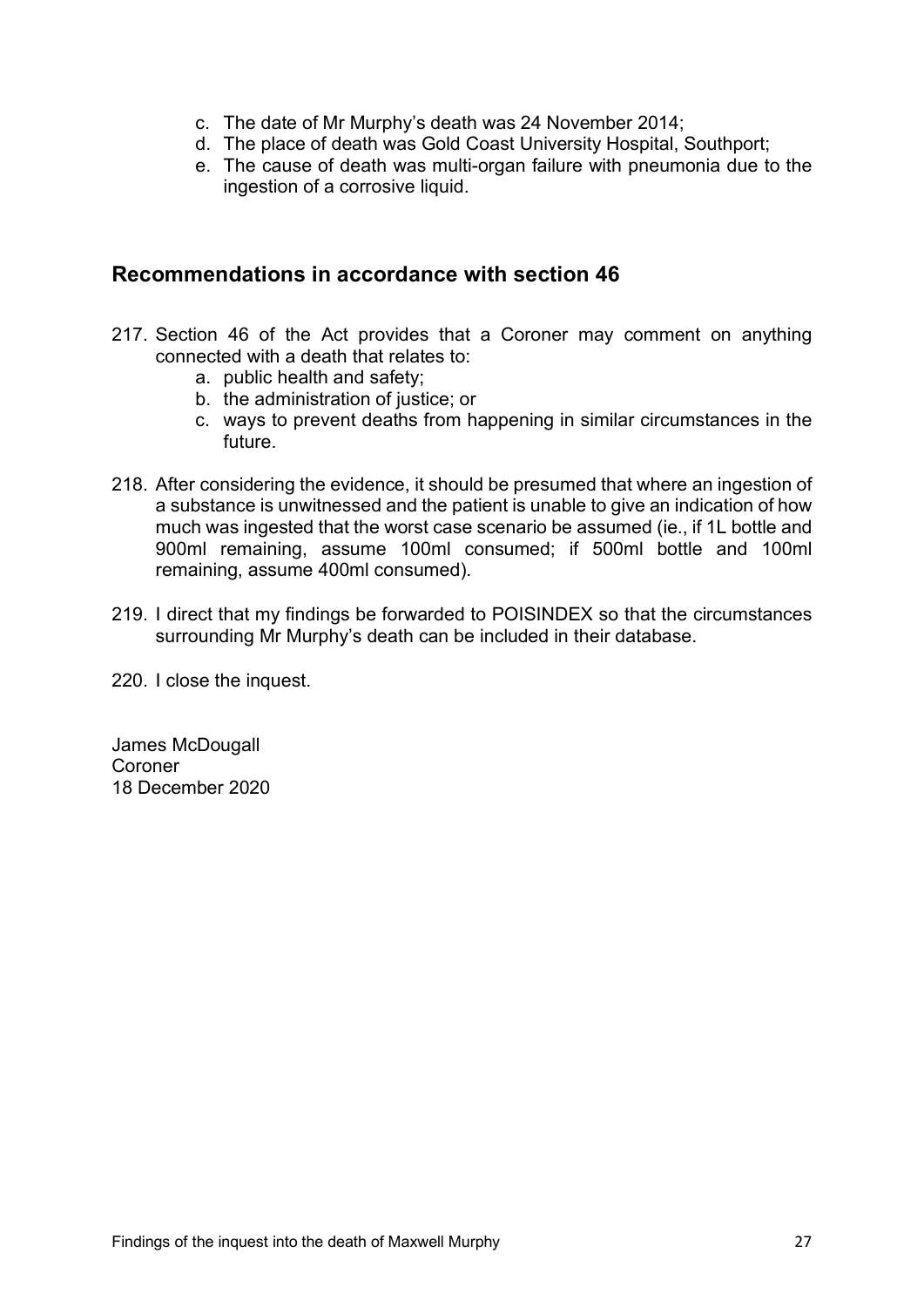c. The date of Mr Murphy's death was 24 November 2014;
d. The place of death was Gold Coast University Hospital, Southport;
e. The cause of death was multi-organ failure with pneumonia due to the ingestion of a corrosive liquid.

## Recommendations in accordance with section 46

217. Section 46 of the Act provides that a Coroner may comment on anything connected with a death that relates to:
    a. public health and safety;
    b. the administration of justice; or
    c. ways to prevent deaths from happening in similar circumstances in the future.

218. After considering the evidence, it should be presumed that where an ingestion of a substance is unwitnessed and the patient is unable to give an indication of how much was ingested that the worst case scenario be assumed (ie., if 1L bottle and 900ml remaining, assume 100ml consumed; if 500ml bottle and 100ml remaining, assume 400ml consumed).

219. I direct that my findings be forwarded to POISINDEX so that the circumstances surrounding Mr Murphy's death can be included in their database.

220. I close the inquest.

James McDougall
Coroner
18 December 2020